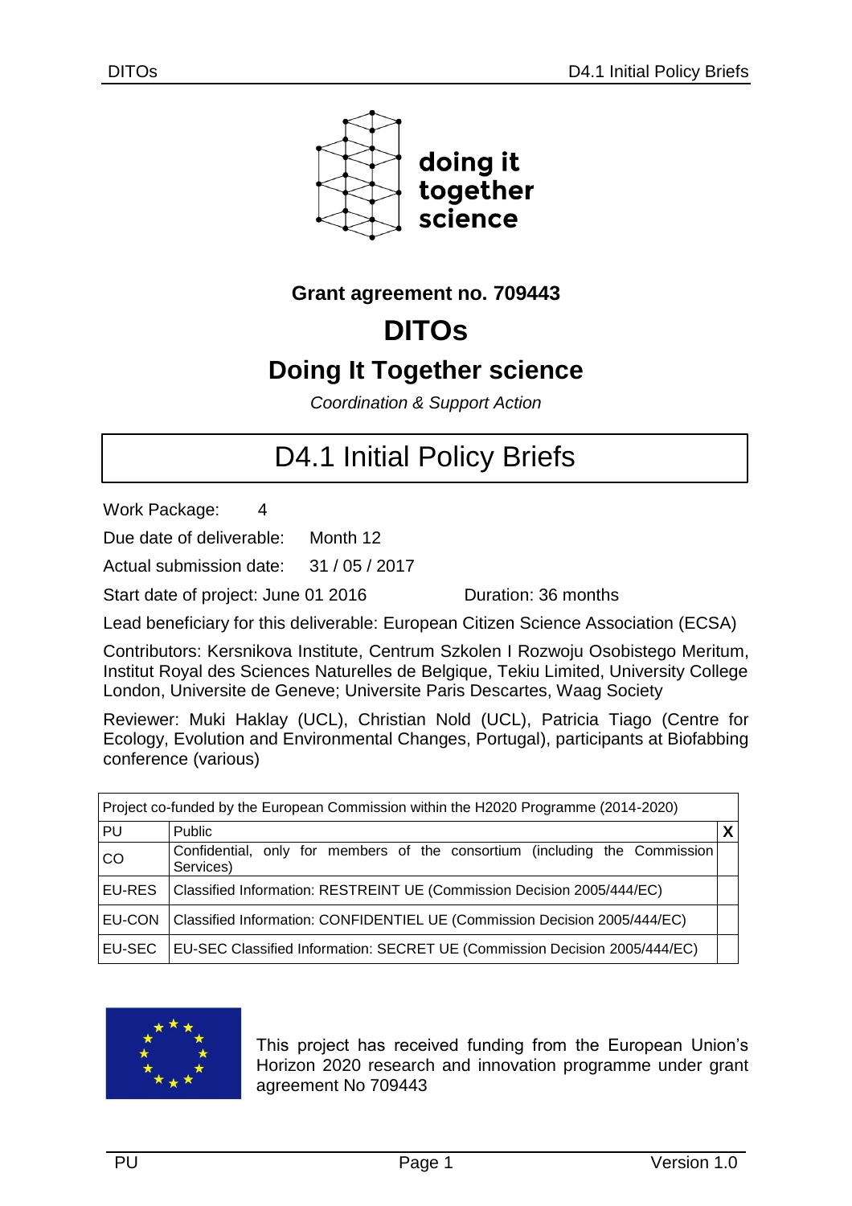doing it together science

**Grant agreement no. 709443**

# DITOs

## Doing It Together science

*Coordination & Support Action*

# D4.1 Initial Policy Briefs

Work Package: 4

Due date of deliverable: Month 12

Actual submission date: 31 / 05 / 2017

Start date of project: June 01 2016 Duration: 36 months

Lead beneficiary for this deliverable: European Citizen Science Association (ECSA)

Contributors: Kersnikova Institute, Centrum Szkolen I Rozwoju Osobistego Meritum, Institut Royal des Sciences Naturelles de Belgique, Tekiu Limited, University College London, Universite de Geneve; Universite Paris Descartes, Waag Society

Reviewer: Muki Haklay (UCL), Christian Nold (UCL), Patricia Tiago (Centre for Ecology, Evolution and Environmental Changes, Portugal), participants at Biofabbing conference (various)

| Project co-funded by the European Commission within the H2020 Programme (2014-2020) | | |
|---|---|---|
| PU | Public | X |
| CO | Confidential, only for members of the consortium (including the Commission Services) | |
| EU-RES | Classified Information: RESTREINT UE (Commission Decision 2005/444/EC) | |
| EU-CON | Classified Information: CONFIDENTIEL UE (Commission Decision 2005/444/EC) | |
| EU-SEC | EU-SEC Classified Information: SECRET UE (Commission Decision 2005/444/EC) | |

This project has received funding from the European Union's Horizon 2020 research and innovation programme under grant agreement No 709443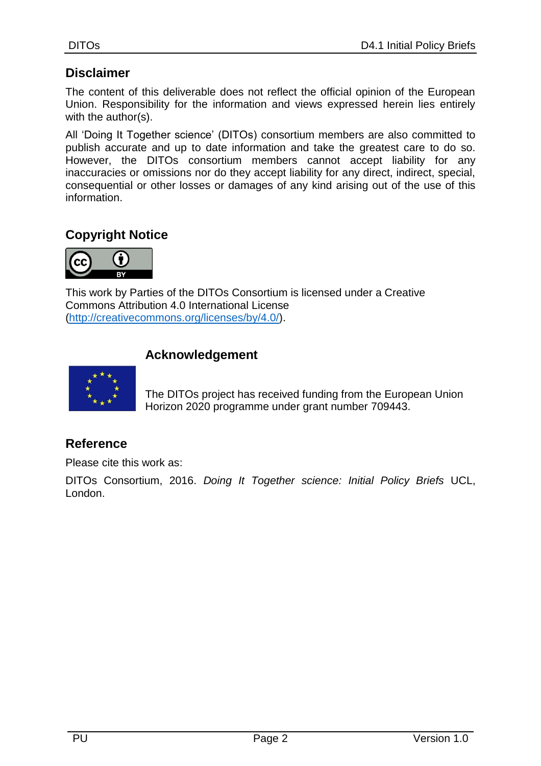## Disclaimer

The content of this deliverable does not reflect the official opinion of the European Union. Responsibility for the information and views expressed herein lies entirely with the author(s).

All 'Doing It Together science' (DITOs) consortium members are also committed to publish accurate and up to date information and take the greatest care to do so. However, the DITOs consortium members cannot accept liability for any inaccuracies or omissions nor do they accept liability for any direct, indirect, special, consequential or other losses or damages of any kind arising out of the use of this information.

## Copyright Notice

This work by Parties of the DITOs Consortium is licensed under a Creative Commons Attribution 4.0 International License (http://creativecommons.org/licenses/by/4.0/).

## Acknowledgement

The DITOs project has received funding from the European Union Horizon 2020 programme under grant number 709443.

## Reference

Please cite this work as:

DITOs Consortium, 2016. *Doing It Together science: Initial Policy Briefs* UCL, London.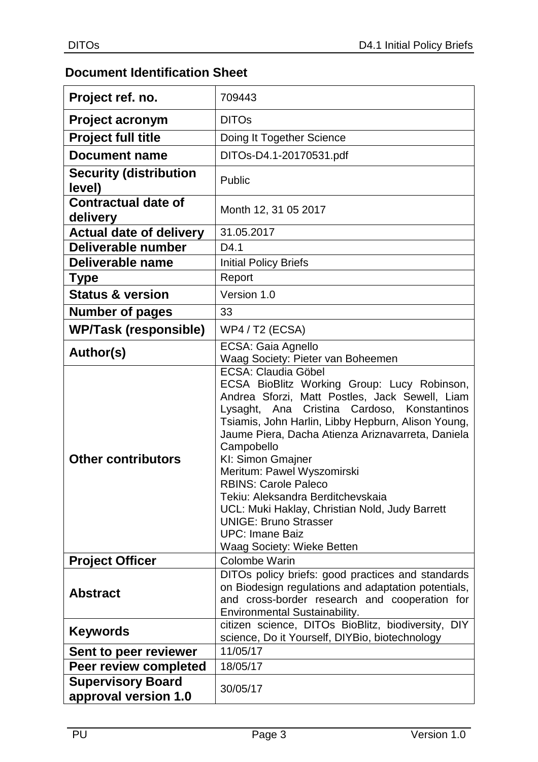## Document Identification Sheet

| Project ref. no. | 709443 |
|---|---|
| **Project acronym** | DITOs |
| **Project full title** | Doing It Together Science |
| **Document name** | DITOs-D4.1-20170531.pdf |
| **Security (distribution level)** | Public |
| **Contractual date of delivery** | Month 12, 31 05 2017 |
| **Actual date of delivery** | 31.05.2017 |
| **Deliverable number** | D4.1 |
| **Deliverable name** | Initial Policy Briefs |
| **Type** | Report |
| **Status & version** | Version 1.0 |
| **Number of pages** | 33 |
| **WP/Task (responsible)** | WP4 / T2 (ECSA) |
| **Author(s)** | ECSA: Gaia Agnello<br>Waag Society: Pieter van Boheemen |
| **Other contributors** | ECSA: Claudia Göbel<br>ECSA BioBlitz Working Group: Lucy Robinson, Andrea Sforzi, Matt Postles, Jack Sewell, Liam Lysaght, Ana Cristina Cardoso, Konstantinos Tsiamis, John Harlin, Libby Hepburn, Alison Young, Jaume Piera, Dacha Atienza Ariznavarreta, Daniela Campobello<br>KI: Simon Gmajner<br>Meritum: Pawel Wyszomirski<br>RBINS: Carole Paleco<br>Tekiu: Aleksandra Berditchevskaia<br>UCL: Muki Haklay, Christian Nold, Judy Barrett<br>UNIGE: Bruno Strasser<br>UPC: Imane Baiz<br>Waag Society: Wieke Betten |
| **Project Officer** | Colombe Warin |
| **Abstract** | DITOs policy briefs: good practices and standards on Biodesign regulations and adaptation potentials, and cross-border research and cooperation for Environmental Sustainability. |
| **Keywords** | citizen science, DITOs BioBlitz, biodiversity, DIY science, Do it Yourself, DIYBio, biotechnology |
| **Sent to peer reviewer** | 11/05/17 |
| **Peer review completed** | 18/05/17 |
| **Supervisory Board approval version 1.0** | 30/05/17 |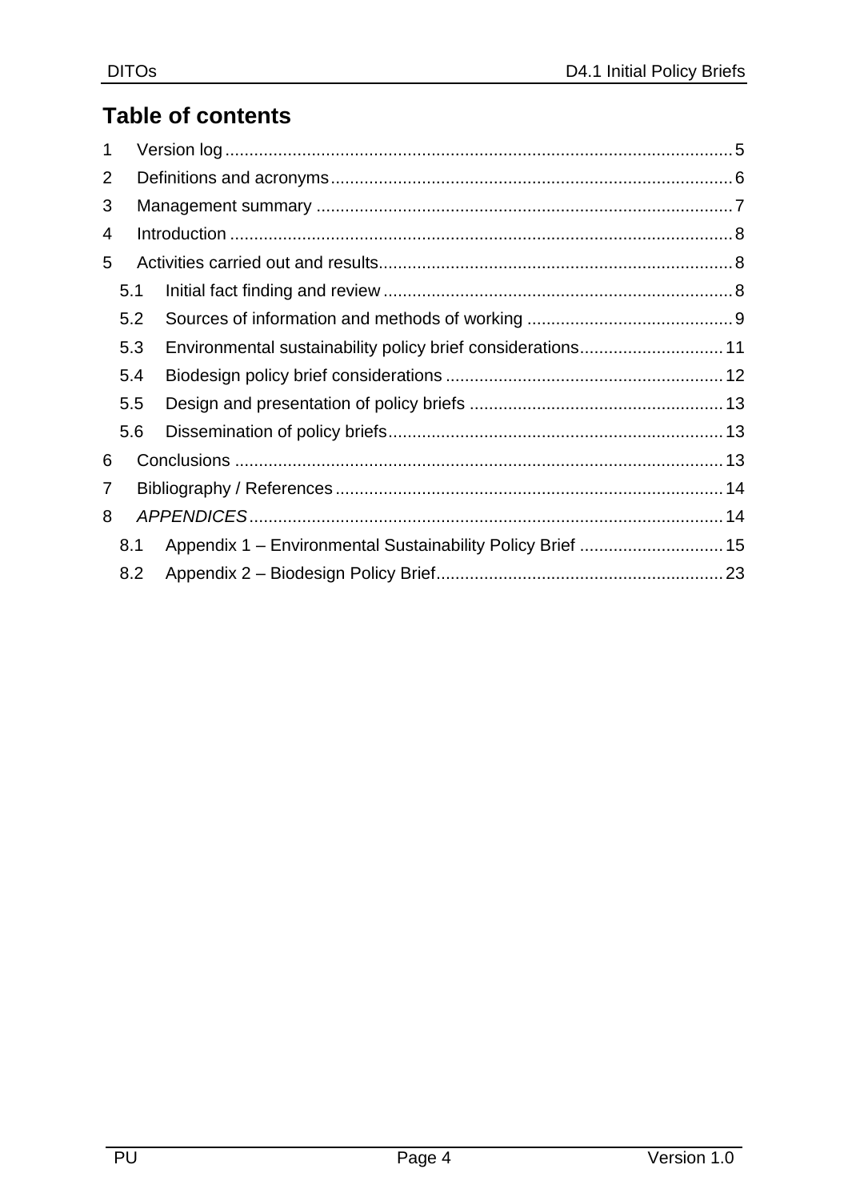# Table of contents

1 Version log ... 5

2 Definitions and acronyms ... 6

3 Management summary ... 7

4 Introduction ... 8

5 Activities carried out and results ... 8

 5.1 Initial fact finding and review ... 8

 5.2 Sources of information and methods of working ... 9

 5.3 Environmental sustainability policy brief considerations ... 11

 5.4 Biodesign policy brief considerations ... 12

 5.5 Design and presentation of policy briefs ... 13

 5.6 Dissemination of policy briefs ... 13

6 Conclusions ... 13

7 Bibliography / References ... 14

8 *APPENDICES* ... 14

 8.1 Appendix 1 – Environmental Sustainability Policy Brief ... 15

 8.2 Appendix 2 – Biodesign Policy Brief ... 23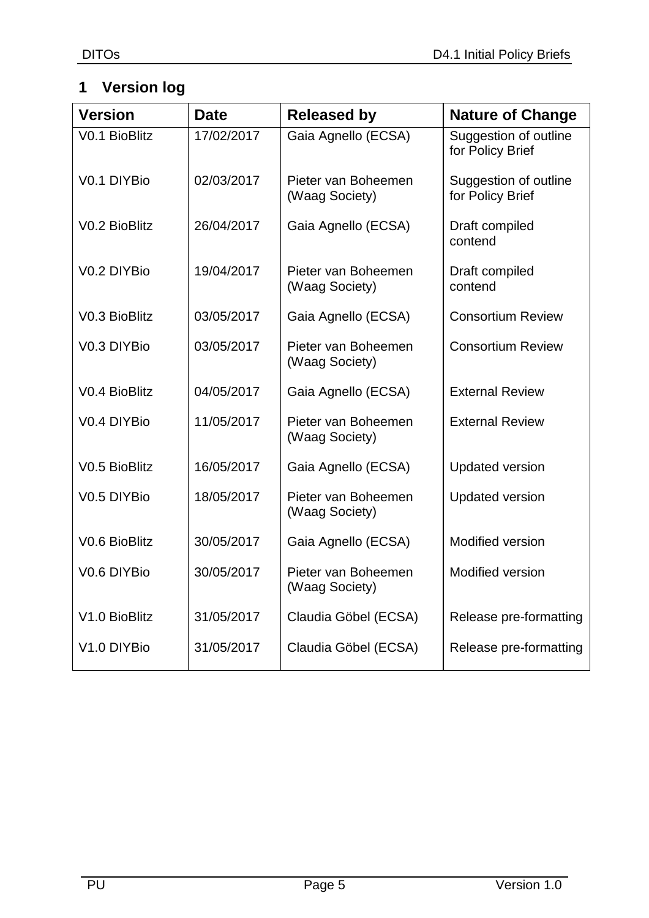# 1 Version log

| Version | Date | Released by | Nature of Change |
|---|---|---|---|
| V0.1 BioBlitz | 17/02/2017 | Gaia Agnello (ECSA) | Suggestion of outline for Policy Brief |
| V0.1 DIYBio | 02/03/2017 | Pieter van Boheemen (Waag Society) | Suggestion of outline for Policy Brief |
| V0.2 BioBlitz | 26/04/2017 | Gaia Agnello (ECSA) | Draft compiled contend |
| V0.2 DIYBio | 19/04/2017 | Pieter van Boheemen (Waag Society) | Draft compiled contend |
| V0.3 BioBlitz | 03/05/2017 | Gaia Agnello (ECSA) | Consortium Review |
| V0.3 DIYBio | 03/05/2017 | Pieter van Boheemen (Waag Society) | Consortium Review |
| V0.4 BioBlitz | 04/05/2017 | Gaia Agnello (ECSA) | External Review |
| V0.4 DIYBio | 11/05/2017 | Pieter van Boheemen (Waag Society) | External Review |
| V0.5 BioBlitz | 16/05/2017 | Gaia Agnello (ECSA) | Updated version |
| V0.5 DIYBio | 18/05/2017 | Pieter van Boheemen (Waag Society) | Updated version |
| V0.6 BioBlitz | 30/05/2017 | Gaia Agnello (ECSA) | Modified version |
| V0.6 DIYBio | 30/05/2017 | Pieter van Boheemen (Waag Society) | Modified version |
| V1.0 BioBlitz | 31/05/2017 | Claudia Göbel (ECSA) | Release pre-formatting |
| V1.0 DIYBio | 31/05/2017 | Claudia Göbel (ECSA) | Release pre-formatting |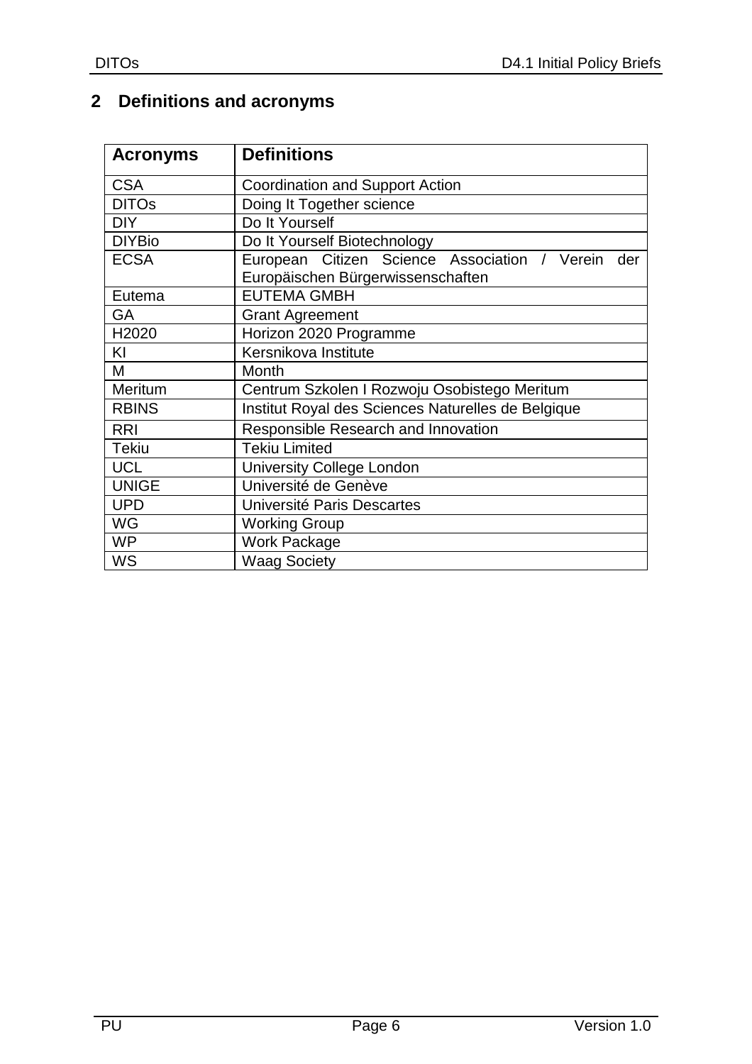# 2 Definitions and acronyms

| Acronyms | Definitions |
|---|---|
| CSA | Coordination and Support Action |
| DITOs | Doing It Together science |
| DIY | Do It Yourself |
| DIYBio | Do It Yourself Biotechnology |
| ECSA | European Citizen Science Association / Verein der Europäischen Bürgerwissenschaften |
| Eutema | EUTEMA GMBH |
| GA | Grant Agreement |
| H2020 | Horizon 2020 Programme |
| KI | Kersnikova Institute |
| M | Month |
| Meritum | Centrum Szkolen I Rozwoju Osobistego Meritum |
| RBINS | Institut Royal des Sciences Naturelles de Belgique |
| RRI | Responsible Research and Innovation |
| Tekiu | Tekiu Limited |
| UCL | University College London |
| UNIGE | Université de Genève |
| UPD | Université Paris Descartes |
| WG | Working Group |
| WP | Work Package |
| WS | Waag Society |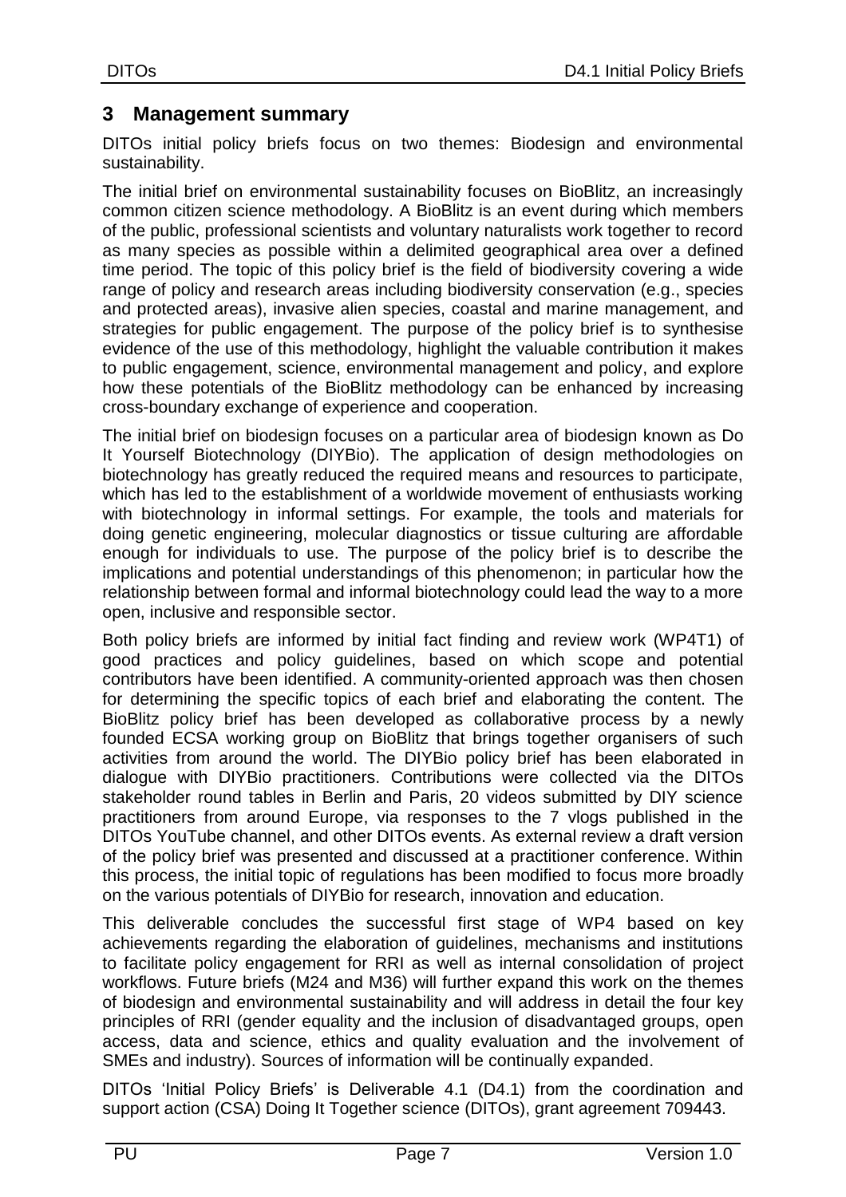## 3 Management summary

DITOs initial policy briefs focus on two themes: Biodesign and environmental sustainability.

The initial brief on environmental sustainability focuses on BioBlitz, an increasingly common citizen science methodology. A BioBlitz is an event during which members of the public, professional scientists and voluntary naturalists work together to record as many species as possible within a delimited geographical area over a defined time period. The topic of this policy brief is the field of biodiversity covering a wide range of policy and research areas including biodiversity conservation (e.g., species and protected areas), invasive alien species, coastal and marine management, and strategies for public engagement. The purpose of the policy brief is to synthesise evidence of the use of this methodology, highlight the valuable contribution it makes to public engagement, science, environmental management and policy, and explore how these potentials of the BioBlitz methodology can be enhanced by increasing cross-boundary exchange of experience and cooperation.

The initial brief on biodesign focuses on a particular area of biodesign known as Do It Yourself Biotechnology (DIYBio). The application of design methodologies on biotechnology has greatly reduced the required means and resources to participate, which has led to the establishment of a worldwide movement of enthusiasts working with biotechnology in informal settings. For example, the tools and materials for doing genetic engineering, molecular diagnostics or tissue culturing are affordable enough for individuals to use. The purpose of the policy brief is to describe the implications and potential understandings of this phenomenon; in particular how the relationship between formal and informal biotechnology could lead the way to a more open, inclusive and responsible sector.

Both policy briefs are informed by initial fact finding and review work (WP4T1) of good practices and policy guidelines, based on which scope and potential contributors have been identified. A community-oriented approach was then chosen for determining the specific topics of each brief and elaborating the content. The BioBlitz policy brief has been developed as collaborative process by a newly founded ECSA working group on BioBlitz that brings together organisers of such activities from around the world. The DIYBio policy brief has been elaborated in dialogue with DIYBio practitioners. Contributions were collected via the DITOs stakeholder round tables in Berlin and Paris, 20 videos submitted by DIY science practitioners from around Europe, via responses to the 7 vlogs published in the DITOs YouTube channel, and other DITOs events. As external review a draft version of the policy brief was presented and discussed at a practitioner conference. Within this process, the initial topic of regulations has been modified to focus more broadly on the various potentials of DIYBio for research, innovation and education.

This deliverable concludes the successful first stage of WP4 based on key achievements regarding the elaboration of guidelines, mechanisms and institutions to facilitate policy engagement for RRI as well as internal consolidation of project workflows. Future briefs (M24 and M36) will further expand this work on the themes of biodesign and environmental sustainability and will address in detail the four key principles of RRI (gender equality and the inclusion of disadvantaged groups, open access, data and science, ethics and quality evaluation and the involvement of SMEs and industry). Sources of information will be continually expanded.

DITOs 'Initial Policy Briefs' is Deliverable 4.1 (D4.1) from the coordination and support action (CSA) Doing It Together science (DITOs), grant agreement 709443.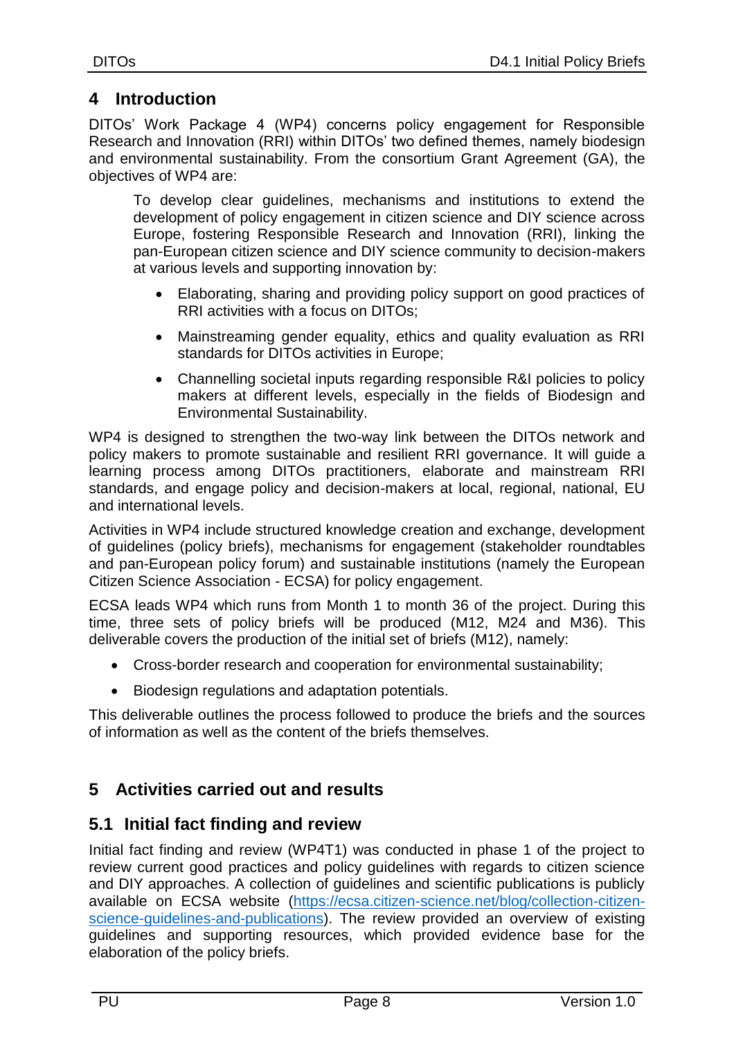# 4 Introduction

DITOs' Work Package 4 (WP4) concerns policy engagement for Responsible Research and Innovation (RRI) within DITOs' two defined themes, namely biodesign and environmental sustainability. From the consortium Grant Agreement (GA), the objectives of WP4 are:

> To develop clear guidelines, mechanisms and institutions to extend the development of policy engagement in citizen science and DIY science across Europe, fostering Responsible Research and Innovation (RRI), linking the pan-European citizen science and DIY science community to decision-makers at various levels and supporting innovation by:
>
> - Elaborating, sharing and providing policy support on good practices of RRI activities with a focus on DITOs;
> - Mainstreaming gender equality, ethics and quality evaluation as RRI standards for DITOs activities in Europe;
> - Channelling societal inputs regarding responsible R&I policies to policy makers at different levels, especially in the fields of Biodesign and Environmental Sustainability.

WP4 is designed to strengthen the two-way link between the DITOs network and policy makers to promote sustainable and resilient RRI governance. It will guide a learning process among DITOs practitioners, elaborate and mainstream RRI standards, and engage policy and decision-makers at local, regional, national, EU and international levels.

Activities in WP4 include structured knowledge creation and exchange, development of guidelines (policy briefs), mechanisms for engagement (stakeholder roundtables and pan-European policy forum) and sustainable institutions (namely the European Citizen Science Association - ECSA) for policy engagement.

ECSA leads WP4 which runs from Month 1 to month 36 of the project. During this time, three sets of policy briefs will be produced (M12, M24 and M36). This deliverable covers the production of the initial set of briefs (M12), namely:

- Cross-border research and cooperation for environmental sustainability;
- Biodesign regulations and adaptation potentials.

This deliverable outlines the process followed to produce the briefs and the sources of information as well as the content of the briefs themselves.

# 5 Activities carried out and results

## 5.1 Initial fact finding and review

Initial fact finding and review (WP4T1) was conducted in phase 1 of the project to review current good practices and policy guidelines with regards to citizen science and DIY approaches. A collection of guidelines and scientific publications is publicly available on ECSA website (https://ecsa.citizen-science.net/blog/collection-citizen-science-guidelines-and-publications). The review provided an overview of existing guidelines and supporting resources, which provided evidence base for the elaboration of the policy briefs.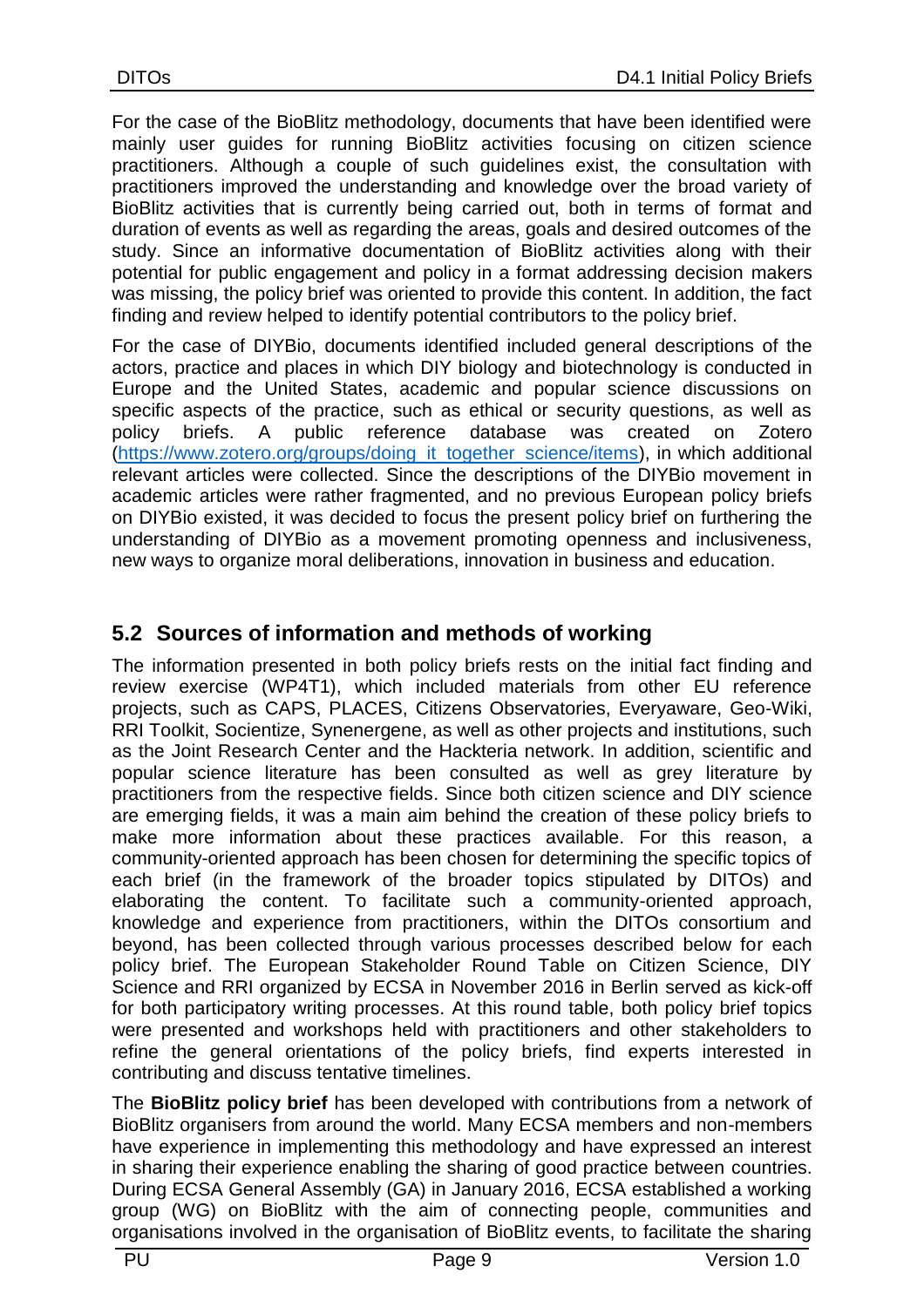For the case of the BioBlitz methodology, documents that have been identified were mainly user guides for running BioBlitz activities focusing on citizen science practitioners. Although a couple of such guidelines exist, the consultation with practitioners improved the understanding and knowledge over the broad variety of BioBlitz activities that is currently being carried out, both in terms of format and duration of events as well as regarding the areas, goals and desired outcomes of the study. Since an informative documentation of BioBlitz activities along with their potential for public engagement and policy in a format addressing decision makers was missing, the policy brief was oriented to provide this content. In addition, the fact finding and review helped to identify potential contributors to the policy brief.

For the case of DIYBio, documents identified included general descriptions of the actors, practice and places in which DIY biology and biotechnology is conducted in Europe and the United States, academic and popular science discussions on specific aspects of the practice, such as ethical or security questions, as well as policy briefs. A public reference database was created on Zotero (https://www.zotero.org/groups/doing_it_together_science/items), in which additional relevant articles were collected. Since the descriptions of the DIYBio movement in academic articles were rather fragmented, and no previous European policy briefs on DIYBio existed, it was decided to focus the present policy brief on furthering the understanding of DIYBio as a movement promoting openness and inclusiveness, new ways to organize moral deliberations, innovation in business and education.

## 5.2 Sources of information and methods of working

The information presented in both policy briefs rests on the initial fact finding and review exercise (WP4T1), which included materials from other EU reference projects, such as CAPS, PLACES, Citizens Observatories, Everyaware, Geo-Wiki, RRI Toolkit, Socientize, Synenergene, as well as other projects and institutions, such as the Joint Research Center and the Hackteria network. In addition, scientific and popular science literature has been consulted as well as grey literature by practitioners from the respective fields. Since both citizen science and DIY science are emerging fields, it was a main aim behind the creation of these policy briefs to make more information about these practices available. For this reason, a community-oriented approach has been chosen for determining the specific topics of each brief (in the framework of the broader topics stipulated by DITOs) and elaborating the content. To facilitate such a community-oriented approach, knowledge and experience from practitioners, within the DITOs consortium and beyond, has been collected through various processes described below for each policy brief. The European Stakeholder Round Table on Citizen Science, DIY Science and RRI organized by ECSA in November 2016 in Berlin served as kick-off for both participatory writing processes. At this round table, both policy brief topics were presented and workshops held with practitioners and other stakeholders to refine the general orientations of the policy briefs, find experts interested in contributing and discuss tentative timelines.

The **BioBlitz policy brief** has been developed with contributions from a network of BioBlitz organisers from around the world. Many ECSA members and non-members have experience in implementing this methodology and have expressed an interest in sharing their experience enabling the sharing of good practice between countries. During ECSA General Assembly (GA) in January 2016, ECSA established a working group (WG) on BioBlitz with the aim of connecting people, communities and organisations involved in the organisation of BioBlitz events, to facilitate the sharing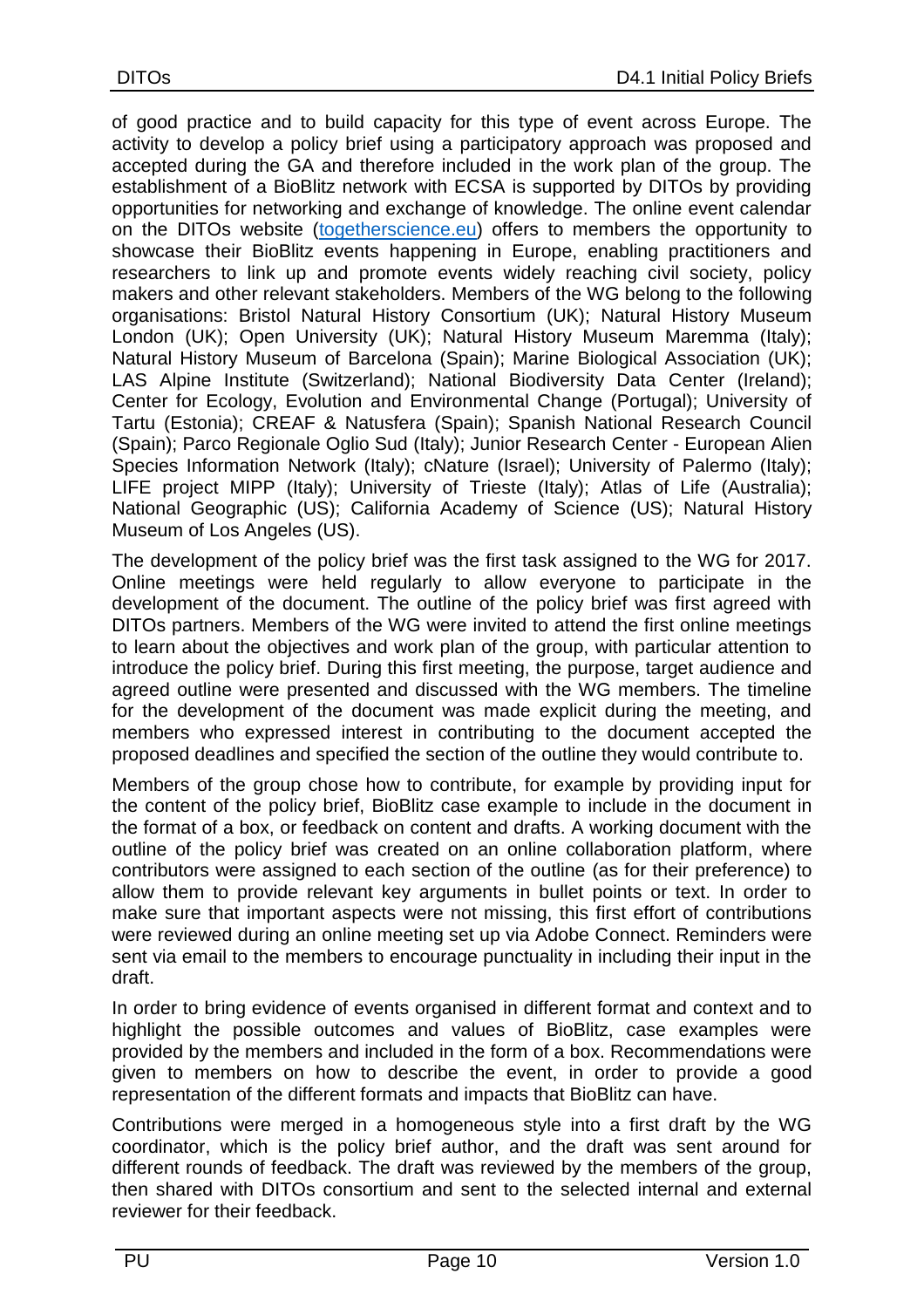of good practice and to build capacity for this type of event across Europe. The activity to develop a policy brief using a participatory approach was proposed and accepted during the GA and therefore included in the work plan of the group. The establishment of a BioBlitz network with ECSA is supported by DITOs by providing opportunities for networking and exchange of knowledge. The online event calendar on the DITOs website (togetherscience.eu) offers to members the opportunity to showcase their BioBlitz events happening in Europe, enabling practitioners and researchers to link up and promote events widely reaching civil society, policy makers and other relevant stakeholders. Members of the WG belong to the following organisations: Bristol Natural History Consortium (UK); Natural History Museum London (UK); Open University (UK); Natural History Museum Maremma (Italy); Natural History Museum of Barcelona (Spain); Marine Biological Association (UK); LAS Alpine Institute (Switzerland); National Biodiversity Data Center (Ireland); Center for Ecology, Evolution and Environmental Change (Portugal); University of Tartu (Estonia); CREAF & Natusfera (Spain); Spanish National Research Council (Spain); Parco Regionale Oglio Sud (Italy); Junior Research Center - European Alien Species Information Network (Italy); cNature (Israel); University of Palermo (Italy); LIFE project MIPP (Italy); University of Trieste (Italy); Atlas of Life (Australia); National Geographic (US); California Academy of Science (US); Natural History Museum of Los Angeles (US).

The development of the policy brief was the first task assigned to the WG for 2017. Online meetings were held regularly to allow everyone to participate in the development of the document. The outline of the policy brief was first agreed with DITOs partners. Members of the WG were invited to attend the first online meetings to learn about the objectives and work plan of the group, with particular attention to introduce the policy brief. During this first meeting, the purpose, target audience and agreed outline were presented and discussed with the WG members. The timeline for the development of the document was made explicit during the meeting, and members who expressed interest in contributing to the document accepted the proposed deadlines and specified the section of the outline they would contribute to.

Members of the group chose how to contribute, for example by providing input for the content of the policy brief, BioBlitz case example to include in the document in the format of a box, or feedback on content and drafts. A working document with the outline of the policy brief was created on an online collaboration platform, where contributors were assigned to each section of the outline (as for their preference) to allow them to provide relevant key arguments in bullet points or text. In order to make sure that important aspects were not missing, this first effort of contributions were reviewed during an online meeting set up via Adobe Connect. Reminders were sent via email to the members to encourage punctuality in including their input in the draft.

In order to bring evidence of events organised in different format and context and to highlight the possible outcomes and values of BioBlitz, case examples were provided by the members and included in the form of a box. Recommendations were given to members on how to describe the event, in order to provide a good representation of the different formats and impacts that BioBlitz can have.

Contributions were merged in a homogeneous style into a first draft by the WG coordinator, which is the policy brief author, and the draft was sent around for different rounds of feedback. The draft was reviewed by the members of the group, then shared with DITOs consortium and sent to the selected internal and external reviewer for their feedback.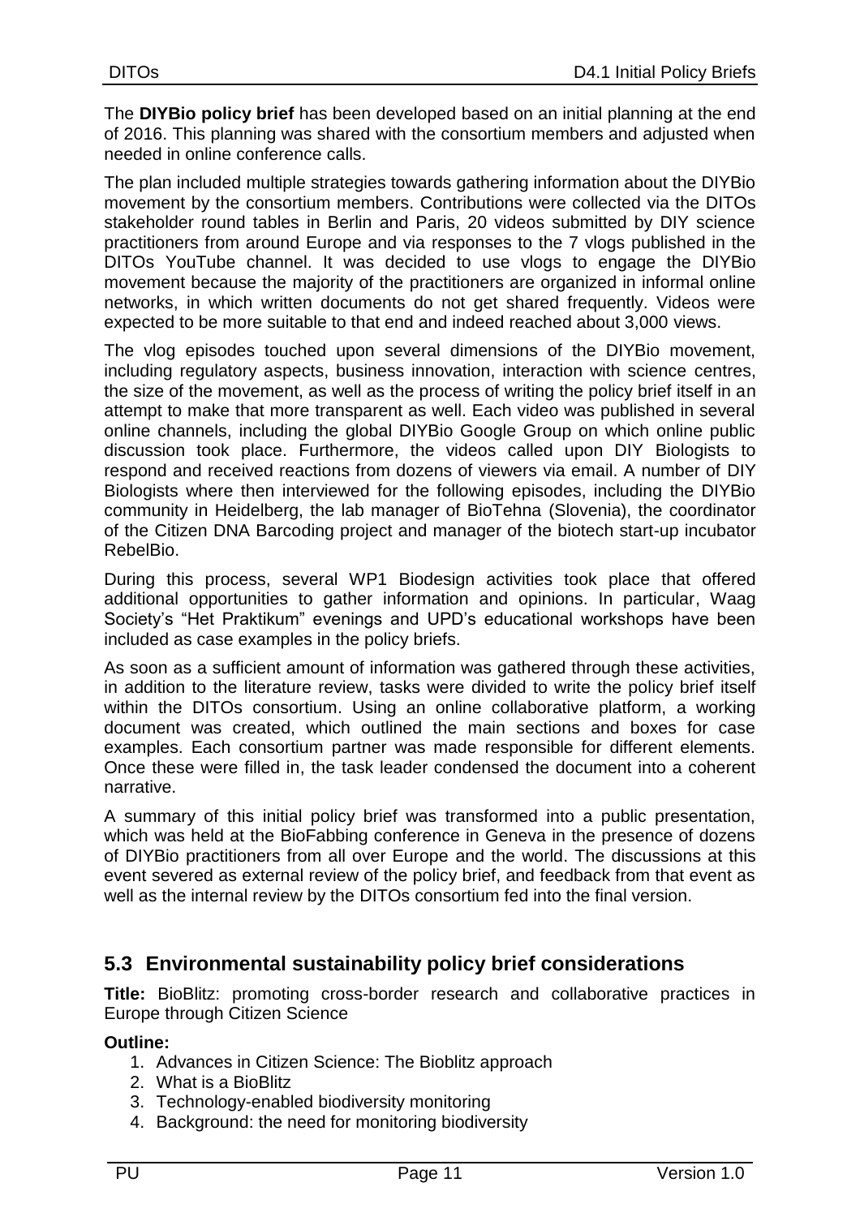The **DIYBio policy brief** has been developed based on an initial planning at the end of 2016. This planning was shared with the consortium members and adjusted when needed in online conference calls.

The plan included multiple strategies towards gathering information about the DIYBio movement by the consortium members. Contributions were collected via the DITOs stakeholder round tables in Berlin and Paris, 20 videos submitted by DIY science practitioners from around Europe and via responses to the 7 vlogs published in the DITOs YouTube channel. It was decided to use vlogs to engage the DIYBio movement because the majority of the practitioners are organized in informal online networks, in which written documents do not get shared frequently. Videos were expected to be more suitable to that end and indeed reached about 3,000 views.

The vlog episodes touched upon several dimensions of the DIYBio movement, including regulatory aspects, business innovation, interaction with science centres, the size of the movement, as well as the process of writing the policy brief itself in an attempt to make that more transparent as well. Each video was published in several online channels, including the global DIYBio Google Group on which online public discussion took place. Furthermore, the videos called upon DIY Biologists to respond and received reactions from dozens of viewers via email. A number of DIY Biologists where then interviewed for the following episodes, including the DIYBio community in Heidelberg, the lab manager of BioTehna (Slovenia), the coordinator of the Citizen DNA Barcoding project and manager of the biotech start-up incubator RebelBio.

During this process, several WP1 Biodesign activities took place that offered additional opportunities to gather information and opinions. In particular, Waag Society's "Het Praktikum" evenings and UPD's educational workshops have been included as case examples in the policy briefs.

As soon as a sufficient amount of information was gathered through these activities, in addition to the literature review, tasks were divided to write the policy brief itself within the DITOs consortium. Using an online collaborative platform, a working document was created, which outlined the main sections and boxes for case examples. Each consortium partner was made responsible for different elements. Once these were filled in, the task leader condensed the document into a coherent narrative.

A summary of this initial policy brief was transformed into a public presentation, which was held at the BioFabbing conference in Geneva in the presence of dozens of DIYBio practitioners from all over Europe and the world. The discussions at this event severed as external review of the policy brief, and feedback from that event as well as the internal review by the DITOs consortium fed into the final version.

## 5.3 Environmental sustainability policy brief considerations

**Title:** BioBlitz: promoting cross-border research and collaborative practices in Europe through Citizen Science

**Outline:**

1. Advances in Citizen Science: The Bioblitz approach
2. What is a BioBlitz
3. Technology-enabled biodiversity monitoring
4. Background: the need for monitoring biodiversity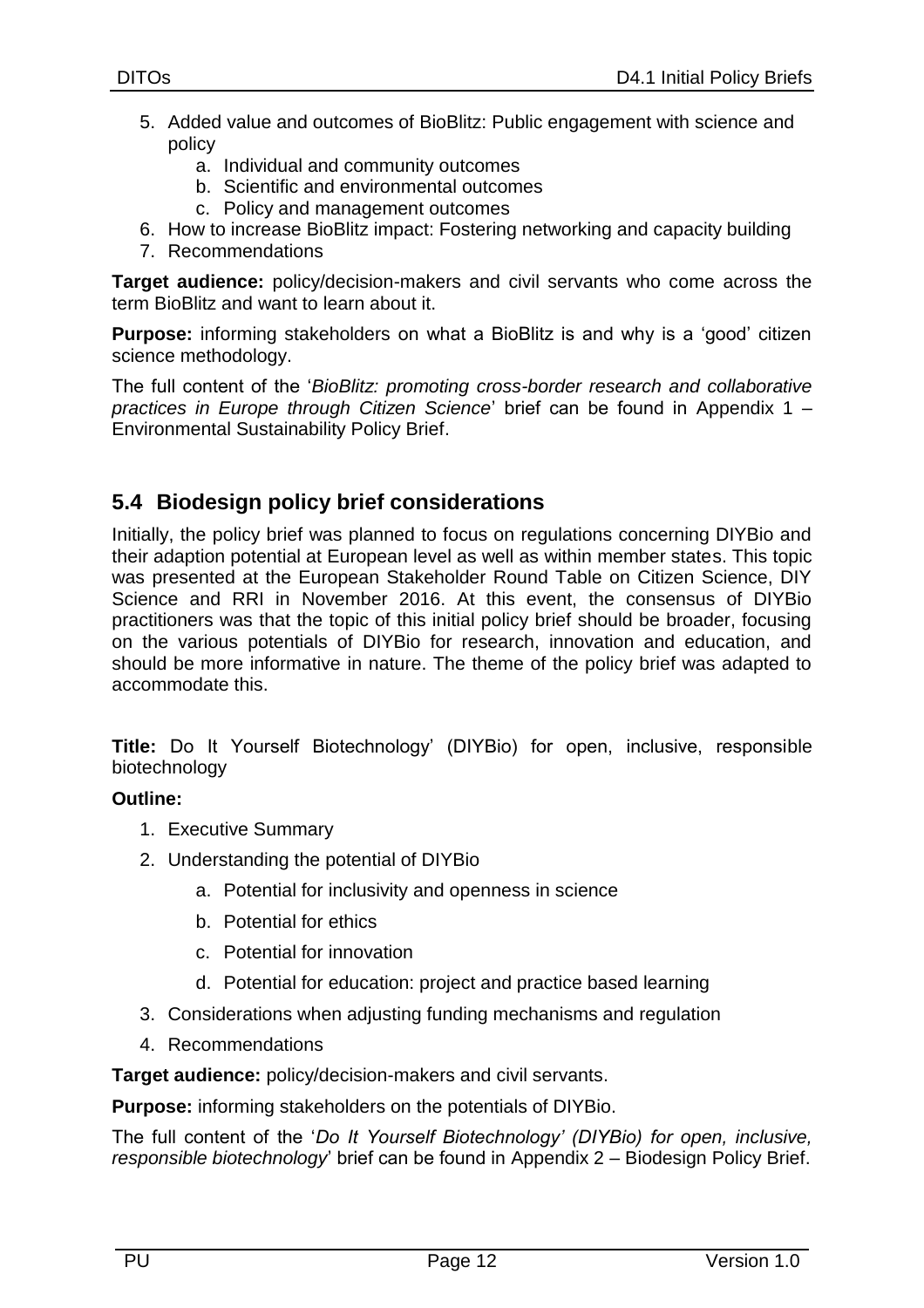5. Added value and outcomes of BioBlitz: Public engagement with science and policy
    a. Individual and community outcomes
    b. Scientific and environmental outcomes
    c. Policy and management outcomes
6. How to increase BioBlitz impact: Fostering networking and capacity building
7. Recommendations

**Target audience:** policy/decision-makers and civil servants who come across the term BioBlitz and want to learn about it.

**Purpose:** informing stakeholders on what a BioBlitz is and why is a 'good' citizen science methodology.

The full content of the '*BioBlitz: promoting cross-border research and collaborative practices in Europe through Citizen Science*' brief can be found in Appendix 1 – Environmental Sustainability Policy Brief.

## 5.4 Biodesign policy brief considerations

Initially, the policy brief was planned to focus on regulations concerning DIYBio and their adaption potential at European level as well as within member states. This topic was presented at the European Stakeholder Round Table on Citizen Science, DIY Science and RRI in November 2016. At this event, the consensus of DIYBio practitioners was that the topic of this initial policy brief should be broader, focusing on the various potentials of DIYBio for research, innovation and education, and should be more informative in nature. The theme of the policy brief was adapted to accommodate this.

**Title:** Do It Yourself Biotechnology' (DIYBio) for open, inclusive, responsible biotechnology

**Outline:**

1. Executive Summary
2. Understanding the potential of DIYBio
    a. Potential for inclusivity and openness in science
    b. Potential for ethics
    c. Potential for innovation
    d. Potential for education: project and practice based learning
3. Considerations when adjusting funding mechanisms and regulation
4. Recommendations

**Target audience:** policy/decision-makers and civil servants.

**Purpose:** informing stakeholders on the potentials of DIYBio.

The full content of the '*Do It Yourself Biotechnology' (DIYBio) for open, inclusive, responsible biotechnology*' brief can be found in Appendix 2 – Biodesign Policy Brief.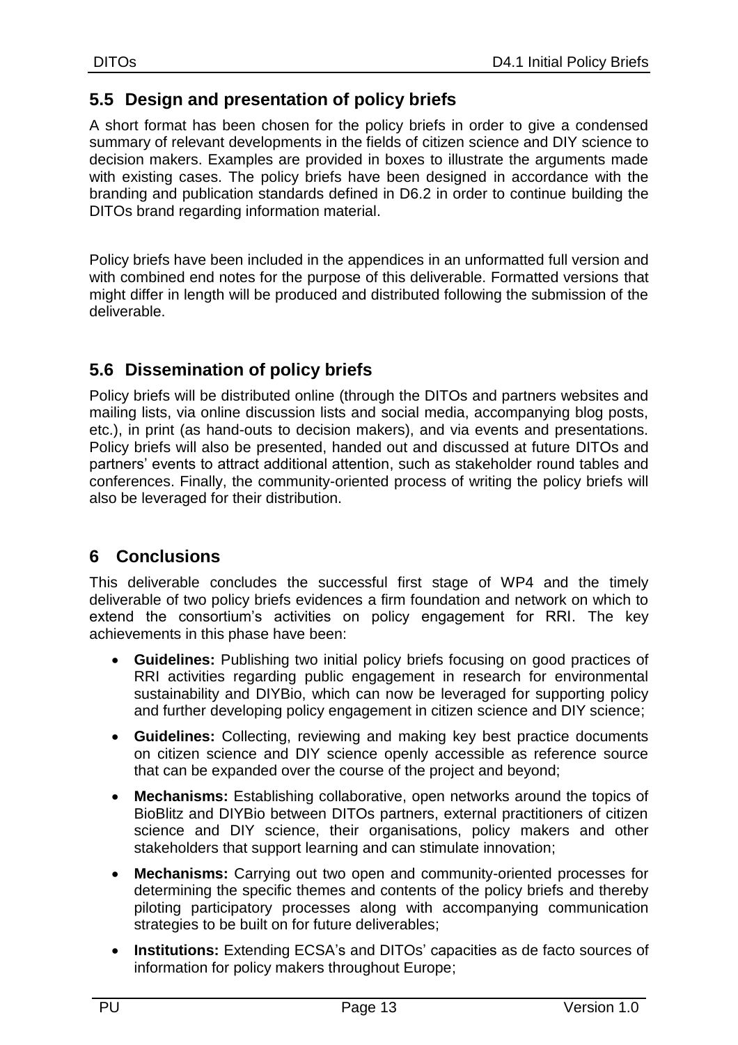## 5.5 Design and presentation of policy briefs

A short format has been chosen for the policy briefs in order to give a condensed summary of relevant developments in the fields of citizen science and DIY science to decision makers. Examples are provided in boxes to illustrate the arguments made with existing cases. The policy briefs have been designed in accordance with the branding and publication standards defined in D6.2 in order to continue building the DITOs brand regarding information material.

Policy briefs have been included in the appendices in an unformatted full version and with combined end notes for the purpose of this deliverable. Formatted versions that might differ in length will be produced and distributed following the submission of the deliverable.

## 5.6 Dissemination of policy briefs

Policy briefs will be distributed online (through the DITOs and partners websites and mailing lists, via online discussion lists and social media, accompanying blog posts, etc.), in print (as hand-outs to decision makers), and via events and presentations. Policy briefs will also be presented, handed out and discussed at future DITOs and partners' events to attract additional attention, such as stakeholder round tables and conferences. Finally, the community-oriented process of writing the policy briefs will also be leveraged for their distribution.

# 6 Conclusions

This deliverable concludes the successful first stage of WP4 and the timely deliverable of two policy briefs evidences a firm foundation and network on which to extend the consortium's activities on policy engagement for RRI. The key achievements in this phase have been:

- **Guidelines:** Publishing two initial policy briefs focusing on good practices of RRI activities regarding public engagement in research for environmental sustainability and DIYBio, which can now be leveraged for supporting policy and further developing policy engagement in citizen science and DIY science;
- **Guidelines:** Collecting, reviewing and making key best practice documents on citizen science and DIY science openly accessible as reference source that can be expanded over the course of the project and beyond;
- **Mechanisms:** Establishing collaborative, open networks around the topics of BioBlitz and DIYBio between DITOs partners, external practitioners of citizen science and DIY science, their organisations, policy makers and other stakeholders that support learning and can stimulate innovation;
- **Mechanisms:** Carrying out two open and community-oriented processes for determining the specific themes and contents of the policy briefs and thereby piloting participatory processes along with accompanying communication strategies to be built on for future deliverables;
- **Institutions:** Extending ECSA's and DITOs' capacities as de facto sources of information for policy makers throughout Europe;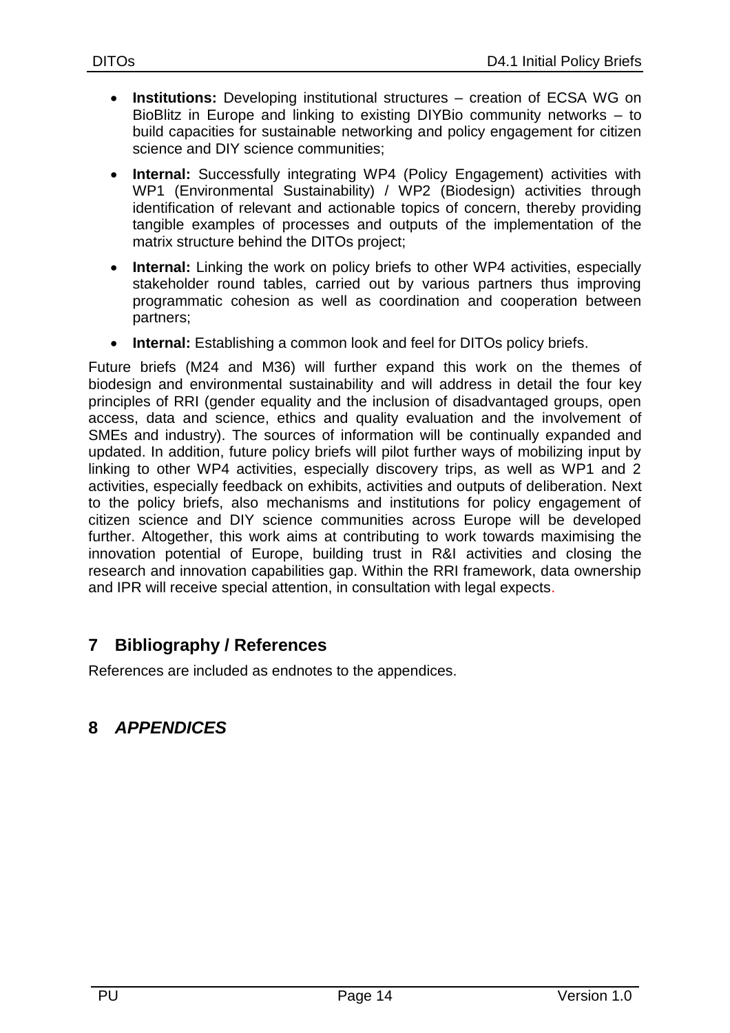- **Institutions:** Developing institutional structures – creation of ECSA WG on BioBlitz in Europe and linking to existing DIYBio community networks – to build capacities for sustainable networking and policy engagement for citizen science and DIY science communities;
- **Internal:** Successfully integrating WP4 (Policy Engagement) activities with WP1 (Environmental Sustainability) / WP2 (Biodesign) activities through identification of relevant and actionable topics of concern, thereby providing tangible examples of processes and outputs of the implementation of the matrix structure behind the DITOs project;
- **Internal:** Linking the work on policy briefs to other WP4 activities, especially stakeholder round tables, carried out by various partners thus improving programmatic cohesion as well as coordination and cooperation between partners;
- **Internal:** Establishing a common look and feel for DITOs policy briefs.

Future briefs (M24 and M36) will further expand this work on the themes of biodesign and environmental sustainability and will address in detail the four key principles of RRI (gender equality and the inclusion of disadvantaged groups, open access, data and science, ethics and quality evaluation and the involvement of SMEs and industry). The sources of information will be continually expanded and updated. In addition, future policy briefs will pilot further ways of mobilizing input by linking to other WP4 activities, especially discovery trips, as well as WP1 and 2 activities, especially feedback on exhibits, activities and outputs of deliberation. Next to the policy briefs, also mechanisms and institutions for policy engagement of citizen science and DIY science communities across Europe will be developed further. Altogether, this work aims at contributing to work towards maximising the innovation potential of Europe, building trust in R&I activities and closing the research and innovation capabilities gap. Within the RRI framework, data ownership and IPR will receive special attention, in consultation with legal expects.

# 7 Bibliography / References

References are included as endnotes to the appendices.

# 8 *APPENDICES*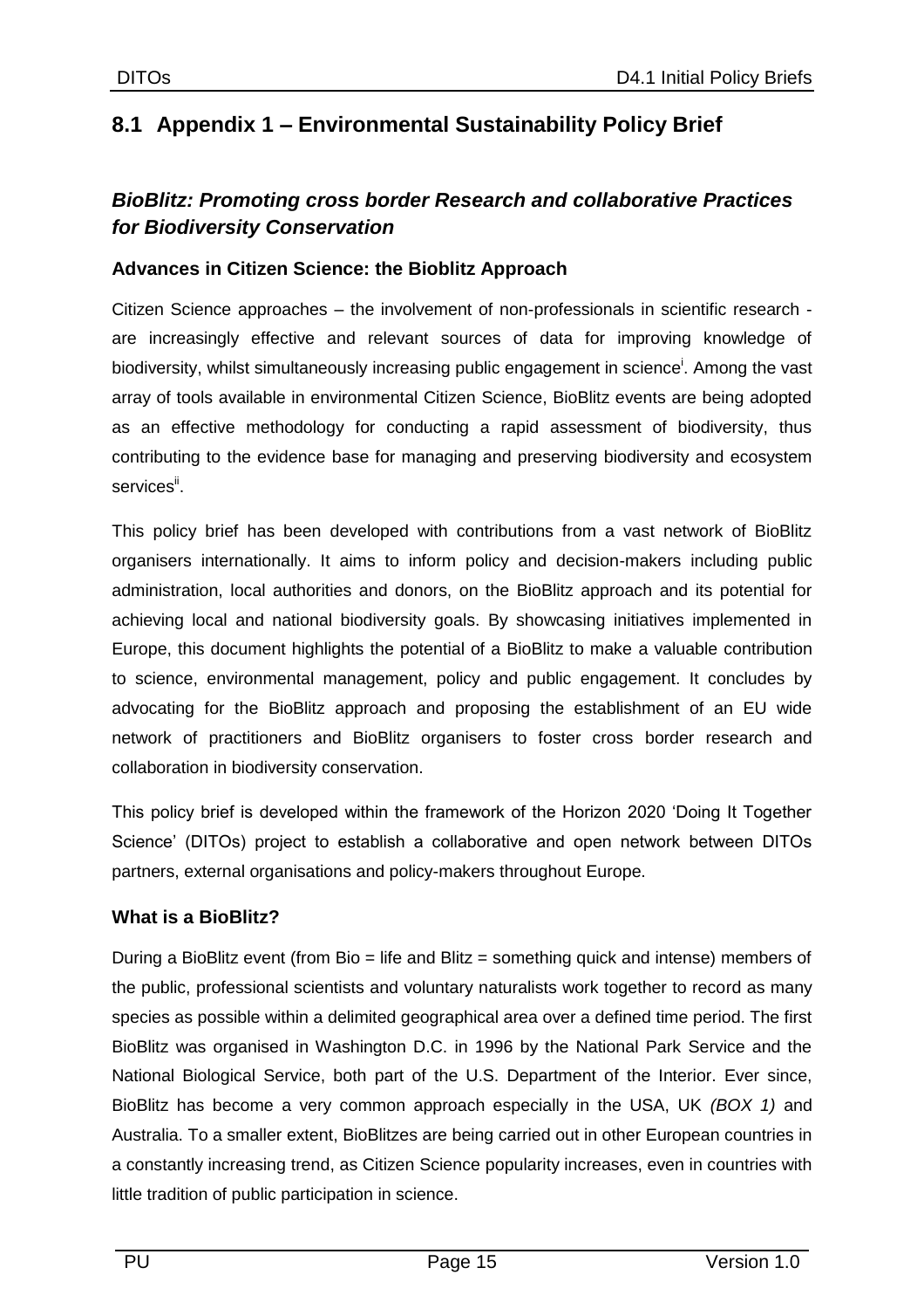## 8.1 Appendix 1 – Environmental Sustainability Policy Brief

### *BioBlitz: Promoting cross border Research and collaborative Practices for Biodiversity Conservation*

#### Advances in Citizen Science: the Bioblitz Approach

Citizen Science approaches – the involvement of non-professionals in scientific research - are increasingly effective and relevant sources of data for improving knowledge of biodiversity, whilst simultaneously increasing public engagement in science[i]. Among the vast array of tools available in environmental Citizen Science, BioBlitz events are being adopted as an effective methodology for conducting a rapid assessment of biodiversity, thus contributing to the evidence base for managing and preserving biodiversity and ecosystem services[ii].

This policy brief has been developed with contributions from a vast network of BioBlitz organisers internationally. It aims to inform policy and decision-makers including public administration, local authorities and donors, on the BioBlitz approach and its potential for achieving local and national biodiversity goals. By showcasing initiatives implemented in Europe, this document highlights the potential of a BioBlitz to make a valuable contribution to science, environmental management, policy and public engagement. It concludes by advocating for the BioBlitz approach and proposing the establishment of an EU wide network of practitioners and BioBlitz organisers to foster cross border research and collaboration in biodiversity conservation.

This policy brief is developed within the framework of the Horizon 2020 'Doing It Together Science' (DITOs) project to establish a collaborative and open network between DITOs partners, external organisations and policy-makers throughout Europe.

#### What is a BioBlitz?

During a BioBlitz event (from Bio = life and Blitz = something quick and intense) members of the public, professional scientists and voluntary naturalists work together to record as many species as possible within a delimited geographical area over a defined time period. The first BioBlitz was organised in Washington D.C. in 1996 by the National Park Service and the National Biological Service, both part of the U.S. Department of the Interior. Ever since, BioBlitz has become a very common approach especially in the USA, UK *(BOX 1)* and Australia. To a smaller extent, BioBlitzes are being carried out in other European countries in a constantly increasing trend, as Citizen Science popularity increases, even in countries with little tradition of public participation in science.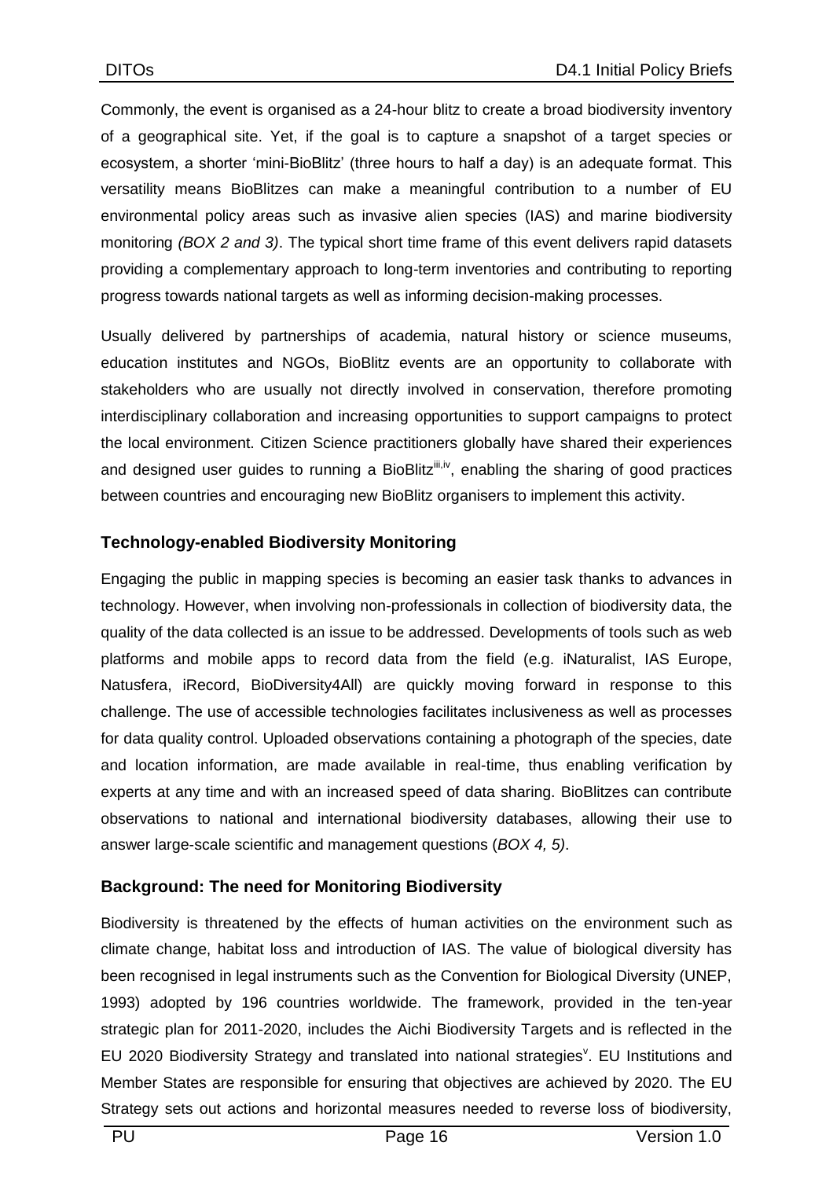Commonly, the event is organised as a 24-hour blitz to create a broad biodiversity inventory of a geographical site. Yet, if the goal is to capture a snapshot of a target species or ecosystem, a shorter 'mini-BioBlitz' (three hours to half a day) is an adequate format. This versatility means BioBlitzes can make a meaningful contribution to a number of EU environmental policy areas such as invasive alien species (IAS) and marine biodiversity monitoring *(BOX 2 and 3)*. The typical short time frame of this event delivers rapid datasets providing a complementary approach to long-term inventories and contributing to reporting progress towards national targets as well as informing decision-making processes.

Usually delivered by partnerships of academia, natural history or science museums, education institutes and NGOs, BioBlitz events are an opportunity to collaborate with stakeholders who are usually not directly involved in conservation, therefore promoting interdisciplinary collaboration and increasing opportunities to support campaigns to protect the local environment. Citizen Science practitioners globally have shared their experiences and designed user guides to running a BioBlitz[iii,iv], enabling the sharing of good practices between countries and encouraging new BioBlitz organisers to implement this activity.

### Technology-enabled Biodiversity Monitoring

Engaging the public in mapping species is becoming an easier task thanks to advances in technology. However, when involving non-professionals in collection of biodiversity data, the quality of the data collected is an issue to be addressed. Developments of tools such as web platforms and mobile apps to record data from the field (e.g. iNaturalist, IAS Europe, Natusfera, iRecord, BioDiversity4All) are quickly moving forward in response to this challenge. The use of accessible technologies facilitates inclusiveness as well as processes for data quality control. Uploaded observations containing a photograph of the species, date and location information, are made available in real-time, thus enabling verification by experts at any time and with an increased speed of data sharing. BioBlitzes can contribute observations to national and international biodiversity databases, allowing their use to answer large-scale scientific and management questions (*BOX 4, 5)*.

### Background: The need for Monitoring Biodiversity

Biodiversity is threatened by the effects of human activities on the environment such as climate change, habitat loss and introduction of IAS. The value of biological diversity has been recognised in legal instruments such as the Convention for Biological Diversity (UNEP, 1993) adopted by 196 countries worldwide. The framework, provided in the ten-year strategic plan for 2011-2020, includes the Aichi Biodiversity Targets and is reflected in the EU 2020 Biodiversity Strategy and translated into national strategies[v]. EU Institutions and Member States are responsible for ensuring that objectives are achieved by 2020. The EU Strategy sets out actions and horizontal measures needed to reverse loss of biodiversity,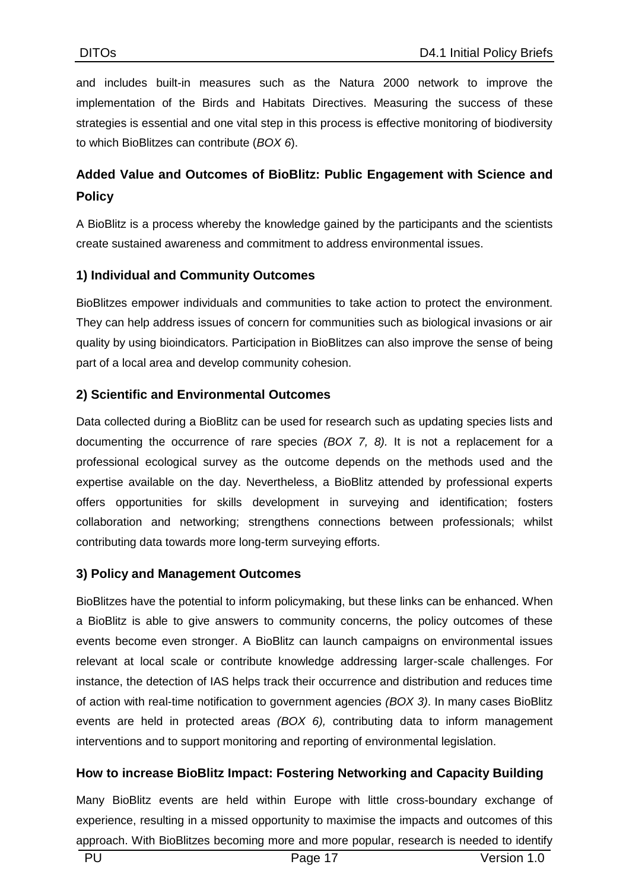and includes built-in measures such as the Natura 2000 network to improve the implementation of the Birds and Habitats Directives. Measuring the success of these strategies is essential and one vital step in this process is effective monitoring of biodiversity to which BioBlitzes can contribute (*BOX 6*).

## Added Value and Outcomes of BioBlitz: Public Engagement with Science and Policy

A BioBlitz is a process whereby the knowledge gained by the participants and the scientists create sustained awareness and commitment to address environmental issues.

### 1) Individual and Community Outcomes

BioBlitzes empower individuals and communities to take action to protect the environment. They can help address issues of concern for communities such as biological invasions or air quality by using bioindicators. Participation in BioBlitzes can also improve the sense of being part of a local area and develop community cohesion.

### 2) Scientific and Environmental Outcomes

Data collected during a BioBlitz can be used for research such as updating species lists and documenting the occurrence of rare species *(BOX 7, 8)*. It is not a replacement for a professional ecological survey as the outcome depends on the methods used and the expertise available on the day. Nevertheless, a BioBlitz attended by professional experts offers opportunities for skills development in surveying and identification; fosters collaboration and networking; strengthens connections between professionals; whilst contributing data towards more long-term surveying efforts.

### 3) Policy and Management Outcomes

BioBlitzes have the potential to inform policymaking, but these links can be enhanced. When a BioBlitz is able to give answers to community concerns, the policy outcomes of these events become even stronger. A BioBlitz can launch campaigns on environmental issues relevant at local scale or contribute knowledge addressing larger-scale challenges. For instance, the detection of IAS helps track their occurrence and distribution and reduces time of action with real-time notification to government agencies *(BOX 3)*. In many cases BioBlitz events are held in protected areas *(BOX 6),* contributing data to inform management interventions and to support monitoring and reporting of environmental legislation.

## How to increase BioBlitz Impact: Fostering Networking and Capacity Building

Many BioBlitz events are held within Europe with little cross-boundary exchange of experience, resulting in a missed opportunity to maximise the impacts and outcomes of this approach. With BioBlitzes becoming more and more popular, research is needed to identify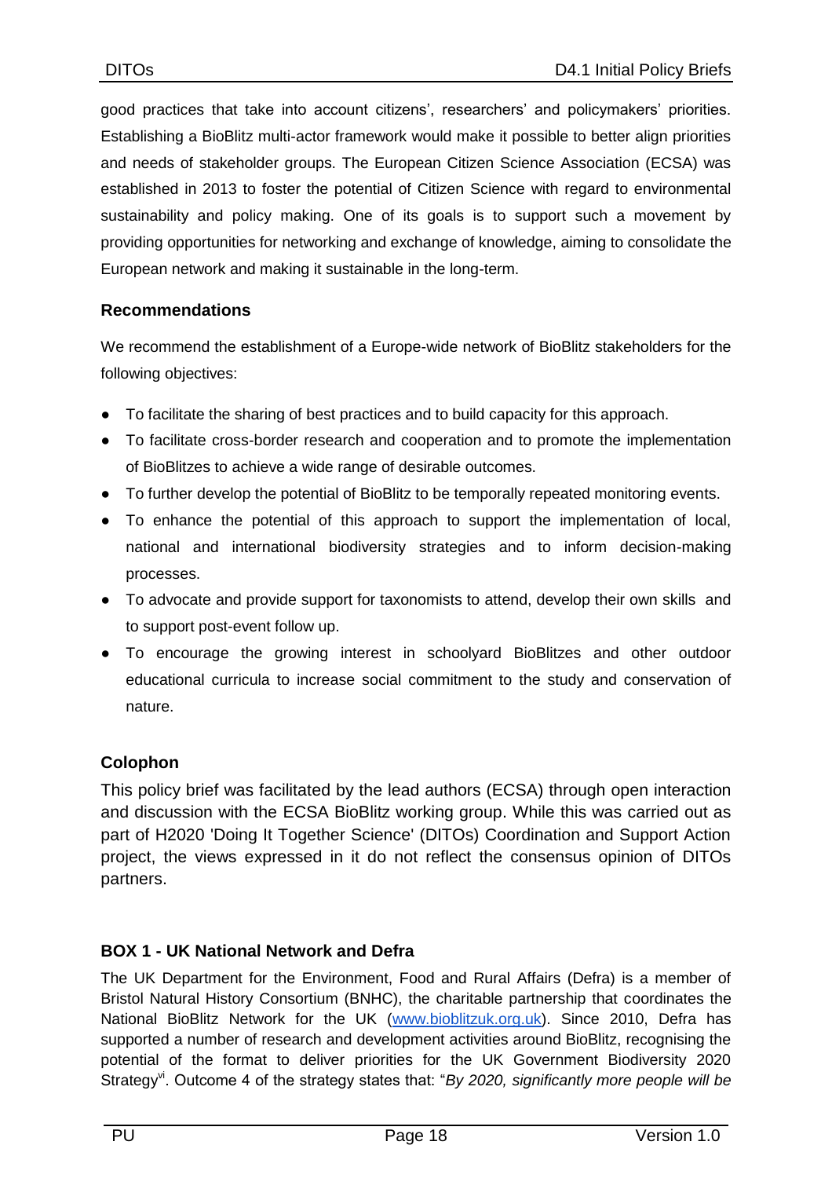good practices that take into account citizens', researchers' and policymakers' priorities. Establishing a BioBlitz multi-actor framework would make it possible to better align priorities and needs of stakeholder groups. The European Citizen Science Association (ECSA) was established in 2013 to foster the potential of Citizen Science with regard to environmental sustainability and policy making. One of its goals is to support such a movement by providing opportunities for networking and exchange of knowledge, aiming to consolidate the European network and making it sustainable in the long-term.

### Recommendations

We recommend the establishment of a Europe-wide network of BioBlitz stakeholders for the following objectives:

- To facilitate the sharing of best practices and to build capacity for this approach.
- To facilitate cross-border research and cooperation and to promote the implementation of BioBlitzes to achieve a wide range of desirable outcomes.
- To further develop the potential of BioBlitz to be temporally repeated monitoring events.
- To enhance the potential of this approach to support the implementation of local, national and international biodiversity strategies and to inform decision-making processes.
- To advocate and provide support for taxonomists to attend, develop their own skills and to support post-event follow up.
- To encourage the growing interest in schoolyard BioBlitzes and other outdoor educational curricula to increase social commitment to the study and conservation of nature.

### Colophon

This policy brief was facilitated by the lead authors (ECSA) through open interaction and discussion with the ECSA BioBlitz working group. While this was carried out as part of H2020 'Doing It Together Science' (DITOs) Coordination and Support Action project, the views expressed in it do not reflect the consensus opinion of DITOs partners.

### BOX 1 - UK National Network and Defra

The UK Department for the Environment, Food and Rural Affairs (Defra) is a member of Bristol Natural History Consortium (BNHC), the charitable partnership that coordinates the National BioBlitz Network for the UK (www.bioblitzuk.org.uk). Since 2010, Defra has supported a number of research and development activities around BioBlitz, recognising the potential of the format to deliver priorities for the UK Government Biodiversity 2020 Strategy[vi]. Outcome 4 of the strategy states that: "*By 2020, significantly more people will be*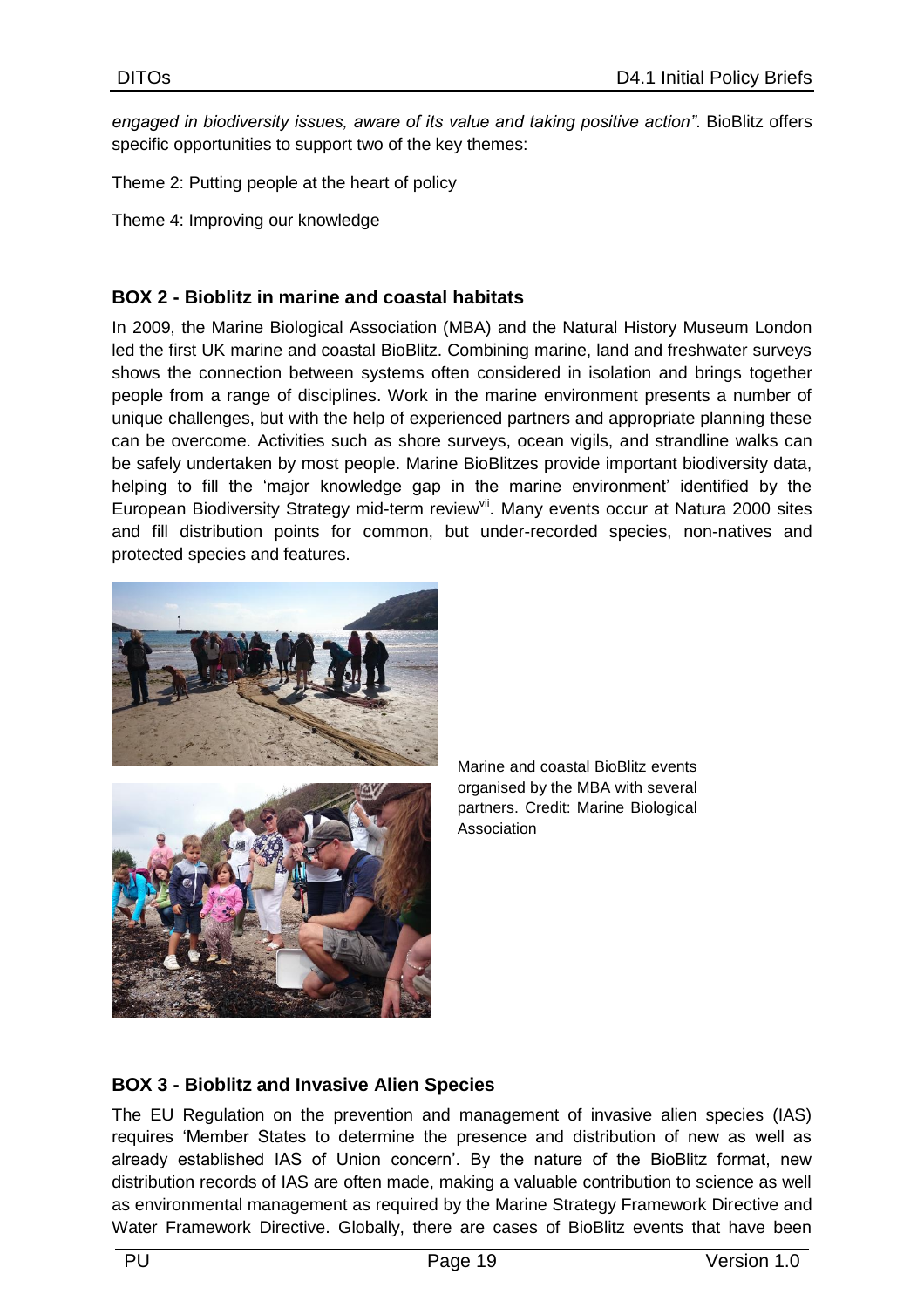*engaged in biodiversity issues, aware of its value and taking positive action"*. BioBlitz offers specific opportunities to support two of the key themes:

Theme 2: Putting people at the heart of policy

Theme 4: Improving our knowledge

**BOX 2 - Bioblitz in marine and coastal habitats**

In 2009, the Marine Biological Association (MBA) and the Natural History Museum London led the first UK marine and coastal BioBlitz. Combining marine, land and freshwater surveys shows the connection between systems often considered in isolation and brings together people from a range of disciplines. Work in the marine environment presents a number of unique challenges, but with the help of experienced partners and appropriate planning these can be overcome. Activities such as shore surveys, ocean vigils, and strandline walks can be safely undertaken by most people. Marine BioBlitzes provide important biodiversity data, helping to fill the 'major knowledge gap in the marine environment' identified by the European Biodiversity Strategy mid-term review[vii]. Many events occur at Natura 2000 sites and fill distribution points for common, but under-recorded species, non-natives and protected species and features.

Marine and coastal BioBlitz events organised by the MBA with several partners. Credit: Marine Biological Association

**BOX 3 - Bioblitz and Invasive Alien Species**

The EU Regulation on the prevention and management of invasive alien species (IAS) requires 'Member States to determine the presence and distribution of new as well as already established IAS of Union concern'. By the nature of the BioBlitz format, new distribution records of IAS are often made, making a valuable contribution to science as well as environmental management as required by the Marine Strategy Framework Directive and Water Framework Directive. Globally, there are cases of BioBlitz events that have been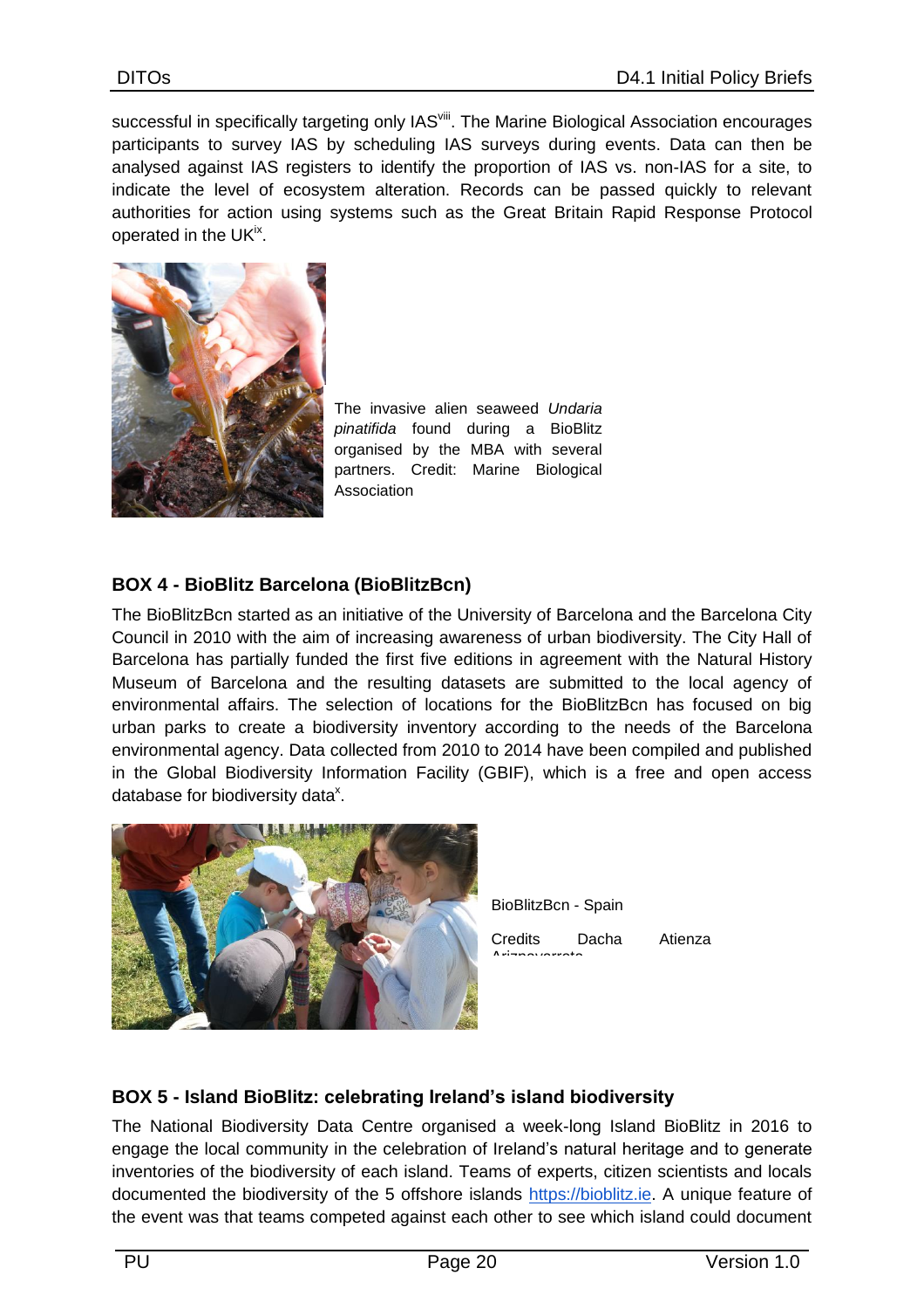successful in specifically targeting only IAS[viii]. The Marine Biological Association encourages participants to survey IAS by scheduling IAS surveys during events. Data can then be analysed against IAS registers to identify the proportion of IAS vs. non-IAS for a site, to indicate the level of ecosystem alteration. Records can be passed quickly to relevant authorities for action using systems such as the Great Britain Rapid Response Protocol operated in the UK[ix].

The invasive alien seaweed *Undaria pinatifida* found during a BioBlitz organised by the MBA with several partners. Credit: Marine Biological Association

### BOX 4 - BioBlitz Barcelona (BioBlitzBcn)

The BioBlitzBcn started as an initiative of the University of Barcelona and the Barcelona City Council in 2010 with the aim of increasing awareness of urban biodiversity. The City Hall of Barcelona has partially funded the first five editions in agreement with the Natural History Museum of Barcelona and the resulting datasets are submitted to the local agency of environmental affairs. The selection of locations for the BioBlitzBcn has focused on big urban parks to create a biodiversity inventory according to the needs of the Barcelona environmental agency. Data collected from 2010 to 2014 have been compiled and published in the Global Biodiversity Information Facility (GBIF), which is a free and open access database for biodiversity data[x].

BioBlitzBcn - Spain

Credits Dacha Atienza Ariznavarreta

### BOX 5 - Island BioBlitz: celebrating Ireland's island biodiversity

The National Biodiversity Data Centre organised a week-long Island BioBlitz in 2016 to engage the local community in the celebration of Ireland's natural heritage and to generate inventories of the biodiversity of each island. Teams of experts, citizen scientists and locals documented the biodiversity of the 5 offshore islands https://bioblitz.ie. A unique feature of the event was that teams competed against each other to see which island could document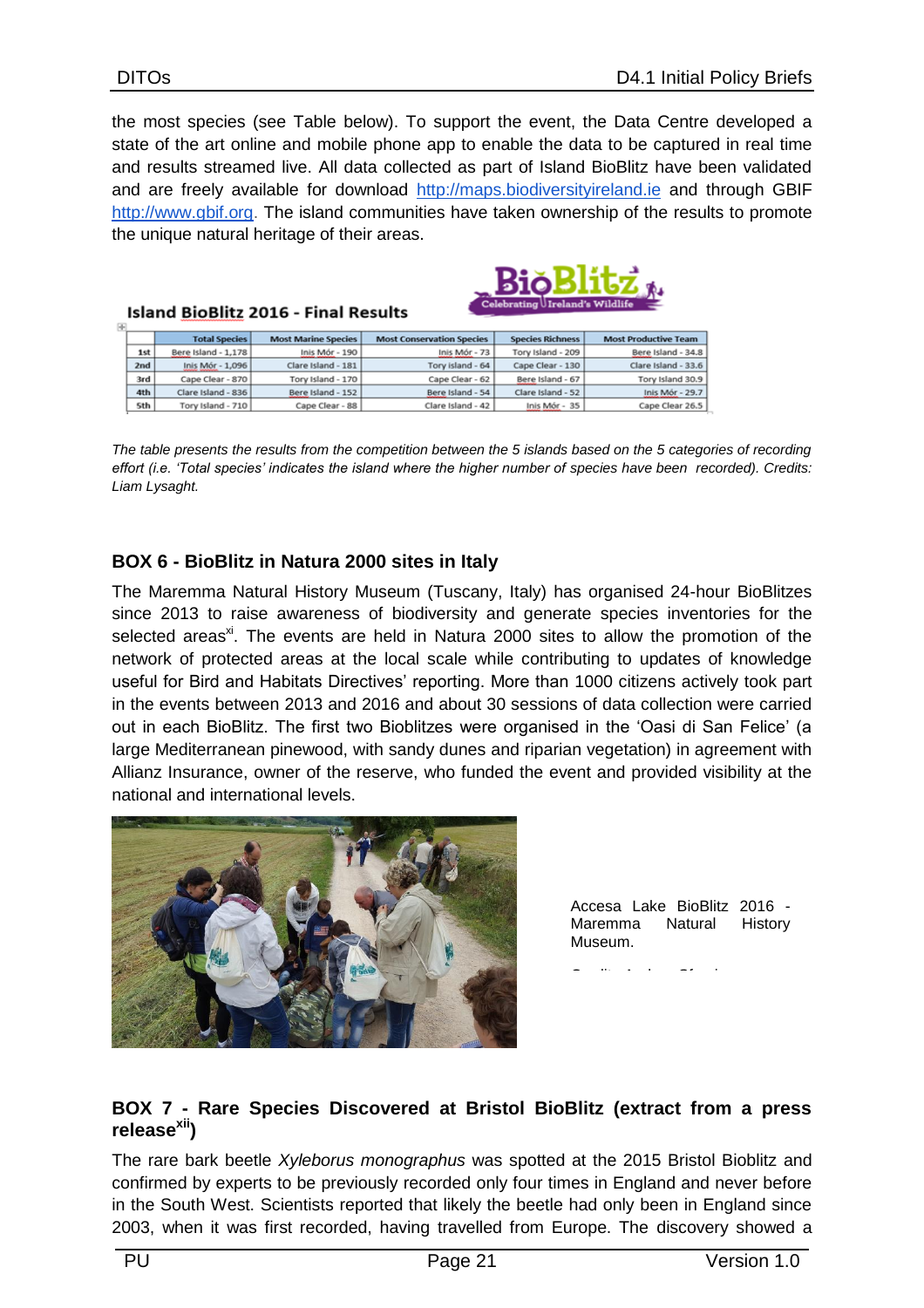the most species (see Table below). To support the event, the Data Centre developed a state of the art online and mobile phone app to enable the data to be captured in real time and results streamed live. All data collected as part of Island BioBlitz have been validated and are freely available for download http://maps.biodiversityireland.ie and through GBIF http://www.gbif.org. The island communities have taken ownership of the results to promote the unique natural heritage of their areas.

**Island BioBlitz 2016 - Final Results**

| | Total Species | Most Marine Species | Most Conservation Species | Species Richness | Most Productive Team |
|---|---|---|---|---|---|
| 1st | Bere Island - 1,178 | Inis Mór - 190 | Inis Mór - 73 | Tory Island - 209 | Bere Island - 34.8 |
| 2nd | Inis Mór - 1,096 | Clare Island - 181 | Tory Island - 64 | Cape Clear - 130 | Clare Island - 33.6 |
| 3rd | Cape Clear - 870 | Tory Island - 170 | Cape Clear - 62 | Bere Island - 67 | Tory Island 30.9 |
| 4th | Clare Island - 836 | Bere Island - 152 | Bere Island - 54 | Clare Island - 52 | Inis Mór - 29.7 |
| 5th | Tory Island - 710 | Cape Clear - 88 | Clare Island - 42 | Inis Mór - 35 | Cape Clear 26.5 |

*The table presents the results from the competition between the 5 islands based on the 5 categories of recording effort (i.e. 'Total species' indicates the island where the higher number of species have been recorded). Credits: Liam Lysaght.*

## BOX 6 - BioBlitz in Natura 2000 sites in Italy

The Maremma Natural History Museum (Tuscany, Italy) has organised 24-hour BioBlitzes since 2013 to raise awareness of biodiversity and generate species inventories for the selected areas[xi]. The events are held in Natura 2000 sites to allow the promotion of the network of protected areas at the local scale while contributing to updates of knowledge useful for Bird and Habitats Directives' reporting. More than 1000 citizens actively took part in the events between 2013 and 2016 and about 30 sessions of data collection were carried out in each BioBlitz. The first two Bioblitzes were organised in the 'Oasi di San Felice' (a large Mediterranean pinewood, with sandy dunes and riparian vegetation) in agreement with Allianz Insurance, owner of the reserve, who funded the event and provided visibility at the national and international levels.

Accesa Lake BioBlitz 2016 - Maremma Natural History Museum.

## BOX 7 - Rare Species Discovered at Bristol BioBlitz (extract from a press release[xii])

The rare bark beetle *Xyleborus monographus* was spotted at the 2015 Bristol Bioblitz and confirmed by experts to be previously recorded only four times in England and never before in the South West. Scientists reported that likely the beetle had only been in England since 2003, when it was first recorded, having travelled from Europe. The discovery showed a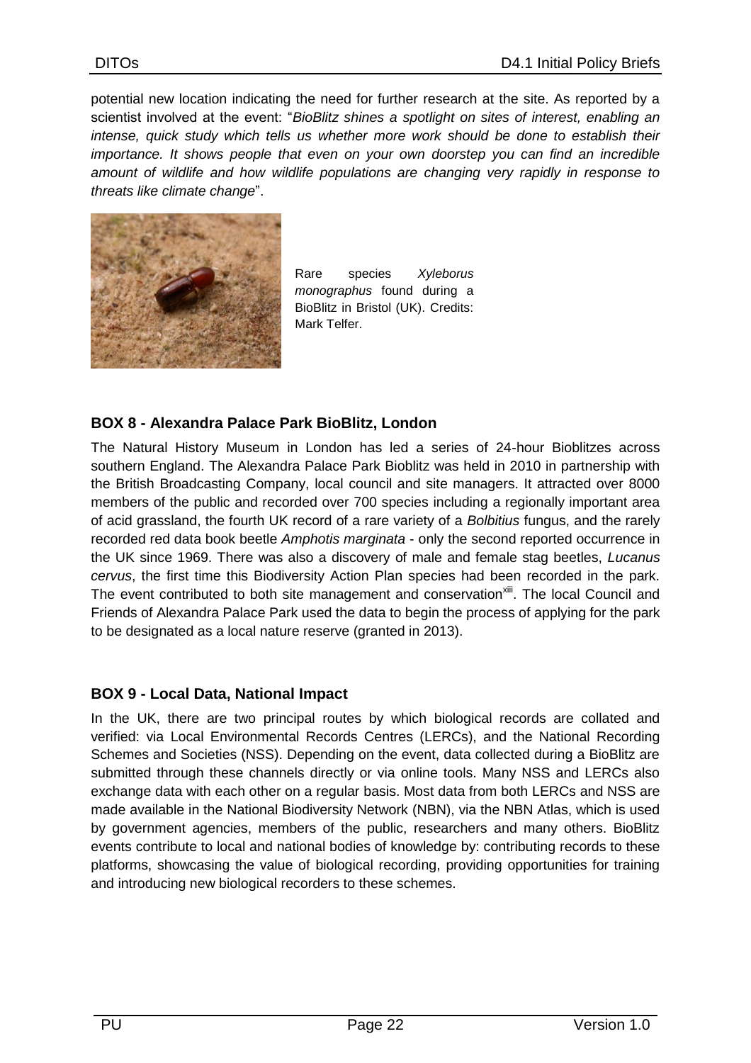potential new location indicating the need for further research at the site. As reported by a scientist involved at the event: "*BioBlitz shines a spotlight on sites of interest, enabling an intense, quick study which tells us whether more work should be done to establish their importance. It shows people that even on your own doorstep you can find an incredible amount of wildlife and how wildlife populations are changing very rapidly in response to threats like climate change*".

Rare species *Xyleborus monographus* found during a BioBlitz in Bristol (UK). Credits: Mark Telfer.

**BOX 8 - Alexandra Palace Park BioBlitz, London**

The Natural History Museum in London has led a series of 24-hour Bioblitzes across southern England. The Alexandra Palace Park Bioblitz was held in 2010 in partnership with the British Broadcasting Company, local council and site managers. It attracted over 8000 members of the public and recorded over 700 species including a regionally important area of acid grassland, the fourth UK record of a rare variety of a *Bolbitius* fungus, and the rarely recorded red data book beetle *Amphotis marginata* - only the second reported occurrence in the UK since 1969. There was also a discovery of male and female stag beetles, *Lucanus cervus*, the first time this Biodiversity Action Plan species had been recorded in the park. The event contributed to both site management and conservation[xiii]. The local Council and Friends of Alexandra Palace Park used the data to begin the process of applying for the park to be designated as a local nature reserve (granted in 2013).

**BOX 9 - Local Data, National Impact**

In the UK, there are two principal routes by which biological records are collated and verified: via Local Environmental Records Centres (LERCs), and the National Recording Schemes and Societies (NSS). Depending on the event, data collected during a BioBlitz are submitted through these channels directly or via online tools. Many NSS and LERCs also exchange data with each other on a regular basis. Most data from both LERCs and NSS are made available in the National Biodiversity Network (NBN), via the NBN Atlas, which is used by government agencies, members of the public, researchers and many others. BioBlitz events contribute to local and national bodies of knowledge by: contributing records to these platforms, showcasing the value of biological recording, providing opportunities for training and introducing new biological recorders to these schemes.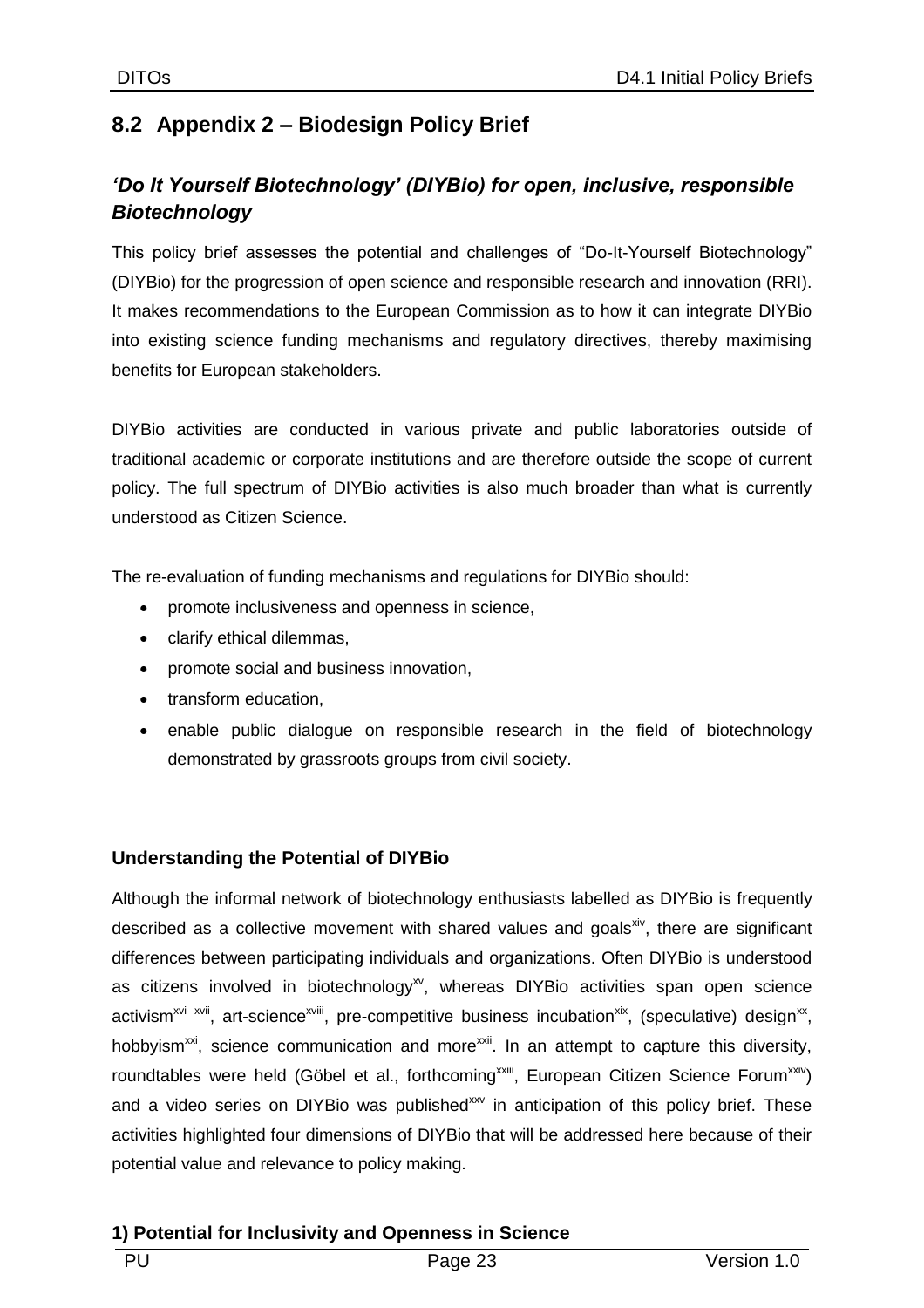## 8.2 Appendix 2 – Biodesign Policy Brief

### *'Do It Yourself Biotechnology' (DIYBio) for open, inclusive, responsible Biotechnology*

This policy brief assesses the potential and challenges of "Do-It-Yourself Biotechnology" (DIYBio) for the progression of open science and responsible research and innovation (RRI). It makes recommendations to the European Commission as to how it can integrate DIYBio into existing science funding mechanisms and regulatory directives, thereby maximising benefits for European stakeholders.

DIYBio activities are conducted in various private and public laboratories outside of traditional academic or corporate institutions and are therefore outside the scope of current policy. The full spectrum of DIYBio activities is also much broader than what is currently understood as Citizen Science.

The re-evaluation of funding mechanisms and regulations for DIYBio should:

- promote inclusiveness and openness in science,
- clarify ethical dilemmas,
- promote social and business innovation,
- transform education,
- enable public dialogue on responsible research in the field of biotechnology demonstrated by grassroots groups from civil society.

**Understanding the Potential of DIYBio**

Although the informal network of biotechnology enthusiasts labelled as DIYBio is frequently described as a collective movement with shared values and goals[xiv], there are significant differences between participating individuals and organizations. Often DIYBio is understood as citizens involved in biotechnology[xv], whereas DIYBio activities span open science activism[xvi] [xvii], art-science[xviii], pre-competitive business incubation[xix], (speculative) design[xx], hobbyism[xxi], science communication and more[xxii]. In an attempt to capture this diversity, roundtables were held (Göbel et al., forthcoming[xxiii], European Citizen Science Forum[xxiv]) and a video series on DIYBio was published[xxv] in anticipation of this policy brief. These activities highlighted four dimensions of DIYBio that will be addressed here because of their potential value and relevance to policy making.

**1) Potential for Inclusivity and Openness in Science**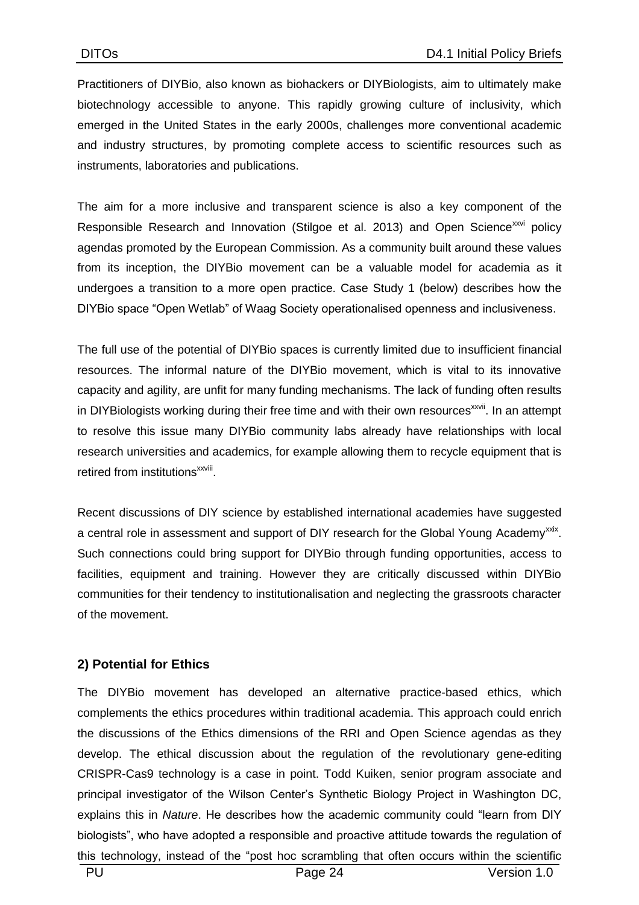Practitioners of DIYBio, also known as biohackers or DIYBiologists, aim to ultimately make biotechnology accessible to anyone. This rapidly growing culture of inclusivity, which emerged in the United States in the early 2000s, challenges more conventional academic and industry structures, by promoting complete access to scientific resources such as instruments, laboratories and publications.

The aim for a more inclusive and transparent science is also a key component of the Responsible Research and Innovation (Stilgoe et al. 2013) and Open Science[xxvi] policy agendas promoted by the European Commission. As a community built around these values from its inception, the DIYBio movement can be a valuable model for academia as it undergoes a transition to a more open practice. Case Study 1 (below) describes how the DIYBio space "Open Wetlab" of Waag Society operationalised openness and inclusiveness.

The full use of the potential of DIYBio spaces is currently limited due to insufficient financial resources. The informal nature of the DIYBio movement, which is vital to its innovative capacity and agility, are unfit for many funding mechanisms. The lack of funding often results in DIYBiologists working during their free time and with their own resources[xxvii]. In an attempt to resolve this issue many DIYBio community labs already have relationships with local research universities and academics, for example allowing them to recycle equipment that is retired from institutions[xxviii].

Recent discussions of DIY science by established international academies have suggested a central role in assessment and support of DIY research for the Global Young Academy[xxix]. Such connections could bring support for DIYBio through funding opportunities, access to facilities, equipment and training. However they are critically discussed within DIYBio communities for their tendency to institutionalisation and neglecting the grassroots character of the movement.

**2) Potential for Ethics**

The DIYBio movement has developed an alternative practice-based ethics, which complements the ethics procedures within traditional academia. This approach could enrich the discussions of the Ethics dimensions of the RRI and Open Science agendas as they develop. The ethical discussion about the regulation of the revolutionary gene-editing CRISPR-Cas9 technology is a case in point. Todd Kuiken, senior program associate and principal investigator of the Wilson Center's Synthetic Biology Project in Washington DC, explains this in *Nature*. He describes how the academic community could "learn from DIY biologists", who have adopted a responsible and proactive attitude towards the regulation of this technology, instead of the "post hoc scrambling that often occurs within the scientific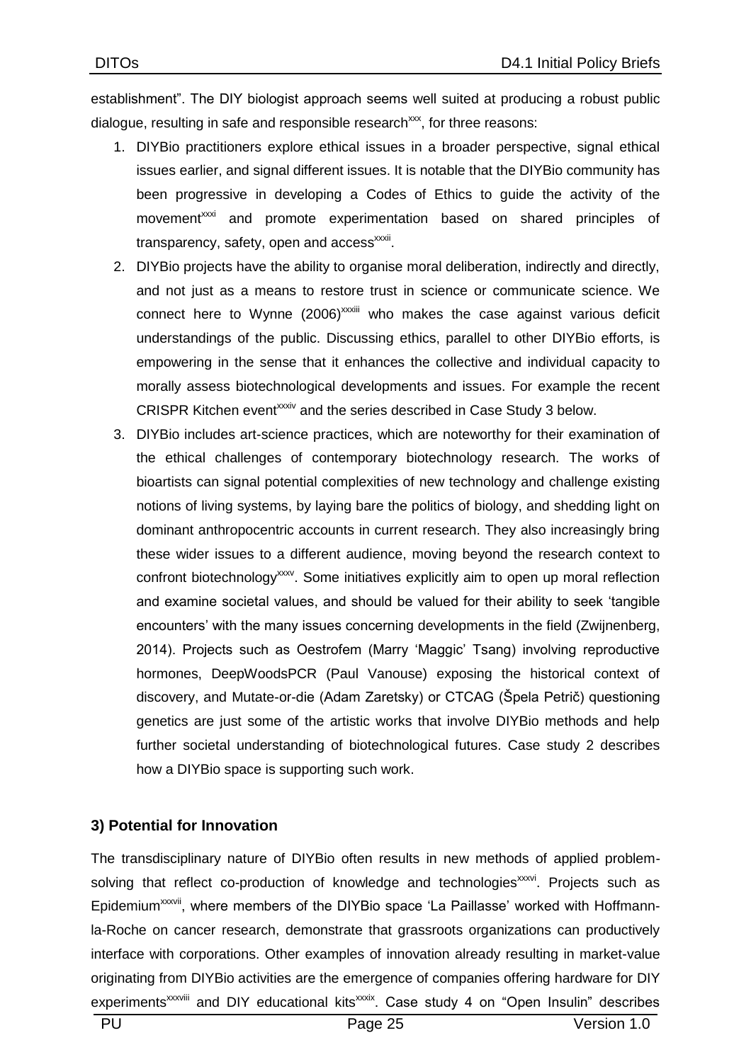establishment". The DIY biologist approach seems well suited at producing a robust public dialogue, resulting in safe and responsible research[xxx], for three reasons:

1. DIYBio practitioners explore ethical issues in a broader perspective, signal ethical issues earlier, and signal different issues. It is notable that the DIYBio community has been progressive in developing a Codes of Ethics to guide the activity of the movement[xxxi] and promote experimentation based on shared principles of transparency, safety, open and access[xxxii].
2. DIYBio projects have the ability to organise moral deliberation, indirectly and directly, and not just as a means to restore trust in science or communicate science. We connect here to Wynne (2006)[xxxiii] who makes the case against various deficit understandings of the public. Discussing ethics, parallel to other DIYBio efforts, is empowering in the sense that it enhances the collective and individual capacity to morally assess biotechnological developments and issues. For example the recent CRISPR Kitchen event[xxxiv] and the series described in Case Study 3 below.
3. DIYBio includes art-science practices, which are noteworthy for their examination of the ethical challenges of contemporary biotechnology research. The works of bioartists can signal potential complexities of new technology and challenge existing notions of living systems, by laying bare the politics of biology, and shedding light on dominant anthropocentric accounts in current research. They also increasingly bring these wider issues to a different audience, moving beyond the research context to confront biotechnology[xxxv]. Some initiatives explicitly aim to open up moral reflection and examine societal values, and should be valued for their ability to seek 'tangible encounters' with the many issues concerning developments in the field (Zwijnenberg, 2014). Projects such as Oestrofem (Marry 'Maggic' Tsang) involving reproductive hormones, DeepWoodsPCR (Paul Vanouse) exposing the historical context of discovery, and Mutate-or-die (Adam Zaretsky) or CTCAG (Špela Petrič) questioning genetics are just some of the artistic works that involve DIYBio methods and help further societal understanding of biotechnological futures. Case study 2 describes how a DIYBio space is supporting such work.

### 3) Potential for Innovation

The transdisciplinary nature of DIYBio often results in new methods of applied problem-solving that reflect co-production of knowledge and technologies[xxxvi]. Projects such as Epidemium[xxxvii], where members of the DIYBio space 'La Paillasse' worked with Hoffmann-la-Roche on cancer research, demonstrate that grassroots organizations can productively interface with corporations. Other examples of innovation already resulting in market-value originating from DIYBio activities are the emergence of companies offering hardware for DIY experiments[xxxviii] and DIY educational kits[xxxix]. Case study 4 on "Open Insulin" describes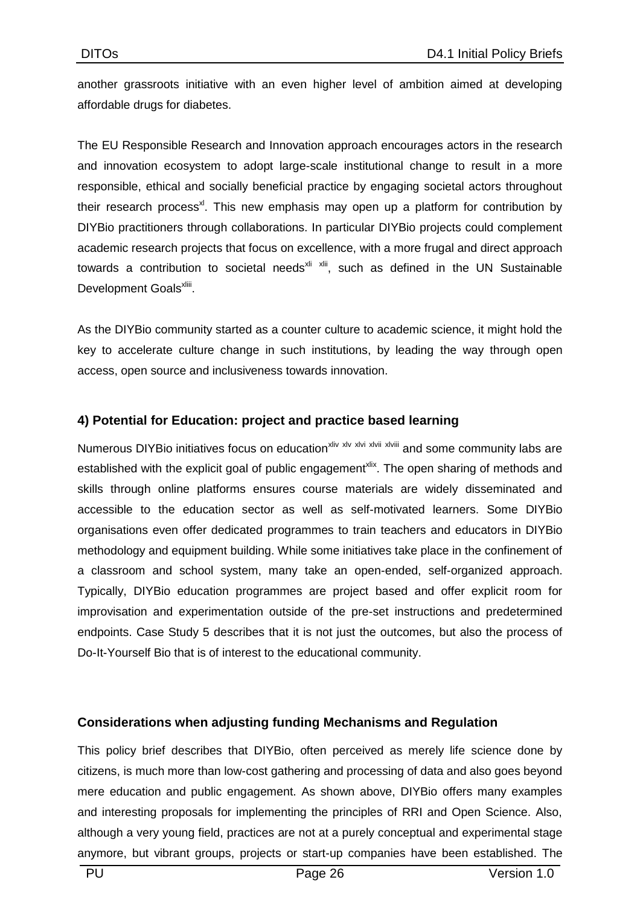another grassroots initiative with an even higher level of ambition aimed at developing affordable drugs for diabetes.

The EU Responsible Research and Innovation approach encourages actors in the research and innovation ecosystem to adopt large-scale institutional change to result in a more responsible, ethical and socially beneficial practice by engaging societal actors throughout their research process[xl]. This new emphasis may open up a platform for contribution by DIYBio practitioners through collaborations. In particular DIYBio projects could complement academic research projects that focus on excellence, with a more frugal and direct approach towards a contribution to societal needs[xli xlii], such as defined in the UN Sustainable Development Goals[xliii].

As the DIYBio community started as a counter culture to academic science, it might hold the key to accelerate culture change in such institutions, by leading the way through open access, open source and inclusiveness towards innovation.

### 4) Potential for Education: project and practice based learning

Numerous DIYBio initiatives focus on education[xliv xlv xlvi xlvii xlviii] and some community labs are established with the explicit goal of public engagement[xlix]. The open sharing of methods and skills through online platforms ensures course materials are widely disseminated and accessible to the education sector as well as self-motivated learners. Some DIYBio organisations even offer dedicated programmes to train teachers and educators in DIYBio methodology and equipment building. While some initiatives take place in the confinement of a classroom and school system, many take an open-ended, self-organized approach. Typically, DIYBio education programmes are project based and offer explicit room for improvisation and experimentation outside of the pre-set instructions and predetermined endpoints. Case Study 5 describes that it is not just the outcomes, but also the process of Do-It-Yourself Bio that is of interest to the educational community.

### Considerations when adjusting funding Mechanisms and Regulation

This policy brief describes that DIYBio, often perceived as merely life science done by citizens, is much more than low-cost gathering and processing of data and also goes beyond mere education and public engagement. As shown above, DIYBio offers many examples and interesting proposals for implementing the principles of RRI and Open Science. Also, although a very young field, practices are not at a purely conceptual and experimental stage anymore, but vibrant groups, projects or start-up companies have been established. The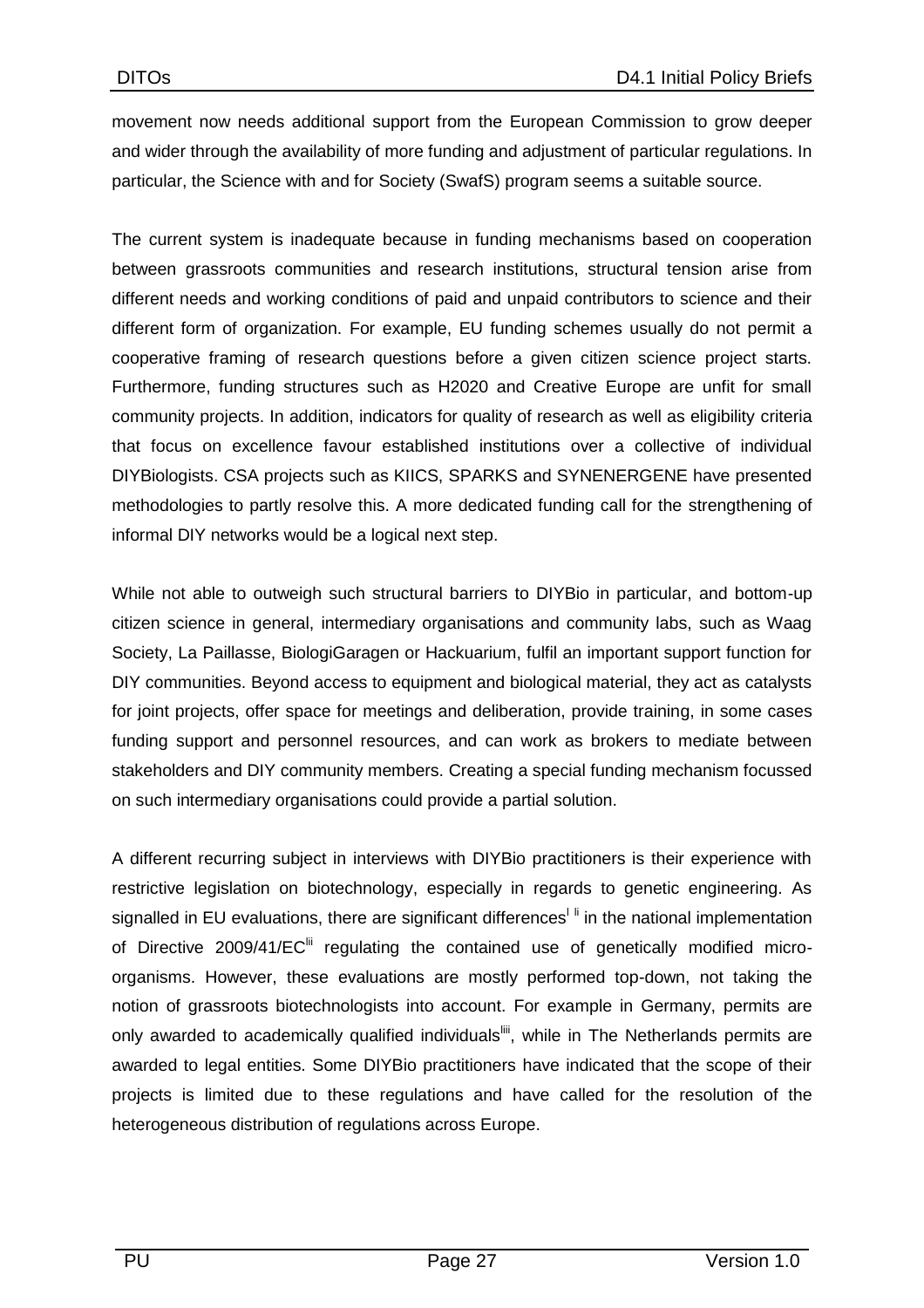movement now needs additional support from the European Commission to grow deeper and wider through the availability of more funding and adjustment of particular regulations. In particular, the Science with and for Society (SwafS) program seems a suitable source.

The current system is inadequate because in funding mechanisms based on cooperation between grassroots communities and research institutions, structural tension arise from different needs and working conditions of paid and unpaid contributors to science and their different form of organization. For example, EU funding schemes usually do not permit a cooperative framing of research questions before a given citizen science project starts. Furthermore, funding structures such as H2020 and Creative Europe are unfit for small community projects. In addition, indicators for quality of research as well as eligibility criteria that focus on excellence favour established institutions over a collective of individual DIYBiologists. CSA projects such as KIICS, SPARKS and SYNENERGENE have presented methodologies to partly resolve this. A more dedicated funding call for the strengthening of informal DIY networks would be a logical next step.

While not able to outweigh such structural barriers to DIYBio in particular, and bottom-up citizen science in general, intermediary organisations and community labs, such as Waag Society, La Paillasse, BiologiGaragen or Hackuarium, fulfil an important support function for DIY communities. Beyond access to equipment and biological material, they act as catalysts for joint projects, offer space for meetings and deliberation, provide training, in some cases funding support and personnel resources, and can work as brokers to mediate between stakeholders and DIY community members. Creating a special funding mechanism focussed on such intermediary organisations could provide a partial solution.

A different recurring subject in interviews with DIYBio practitioners is their experience with restrictive legislation on biotechnology, especially in regards to genetic engineering. As signalled in EU evaluations, there are significant differences[l] [li] in the national implementation of Directive 2009/41/EC[lii] regulating the contained use of genetically modified micro-organisms. However, these evaluations are mostly performed top-down, not taking the notion of grassroots biotechnologists into account. For example in Germany, permits are only awarded to academically qualified individuals[liii], while in The Netherlands permits are awarded to legal entities. Some DIYBio practitioners have indicated that the scope of their projects is limited due to these regulations and have called for the resolution of the heterogeneous distribution of regulations across Europe.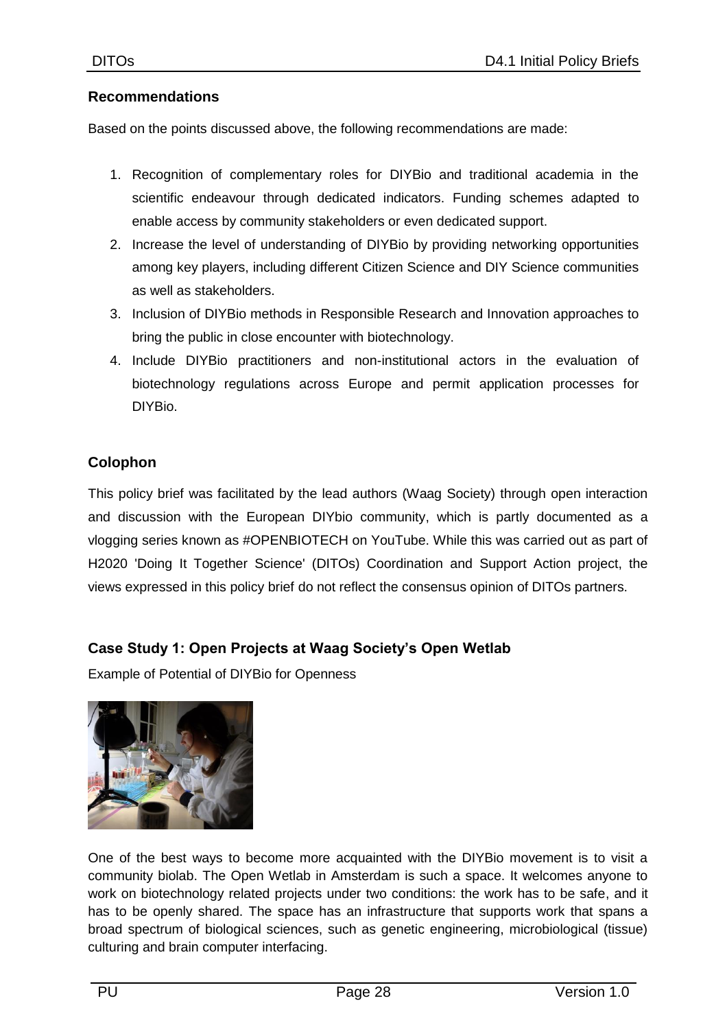## Recommendations

Based on the points discussed above, the following recommendations are made:

1. Recognition of complementary roles for DIYBio and traditional academia in the scientific endeavour through dedicated indicators. Funding schemes adapted to enable access by community stakeholders or even dedicated support.
2. Increase the level of understanding of DIYBio by providing networking opportunities among key players, including different Citizen Science and DIY Science communities as well as stakeholders.
3. Inclusion of DIYBio methods in Responsible Research and Innovation approaches to bring the public in close encounter with biotechnology.
4. Include DIYBio practitioners and non-institutional actors in the evaluation of biotechnology regulations across Europe and permit application processes for DIYBio.

## Colophon

This policy brief was facilitated by the lead authors (Waag Society) through open interaction and discussion with the European DIYbio community, which is partly documented as a vlogging series known as #OPENBIOTECH on YouTube. While this was carried out as part of H2020 'Doing It Together Science' (DITOs) Coordination and Support Action project, the views expressed in this policy brief do not reflect the consensus opinion of DITOs partners.

## Case Study 1: Open Projects at Waag Society's Open Wetlab

Example of Potential of DIYBio for Openness

One of the best ways to become more acquainted with the DIYBio movement is to visit a community biolab. The Open Wetlab in Amsterdam is such a space. It welcomes anyone to work on biotechnology related projects under two conditions: the work has to be safe, and it has to be openly shared. The space has an infrastructure that supports work that spans a broad spectrum of biological sciences, such as genetic engineering, microbiological (tissue) culturing and brain computer interfacing.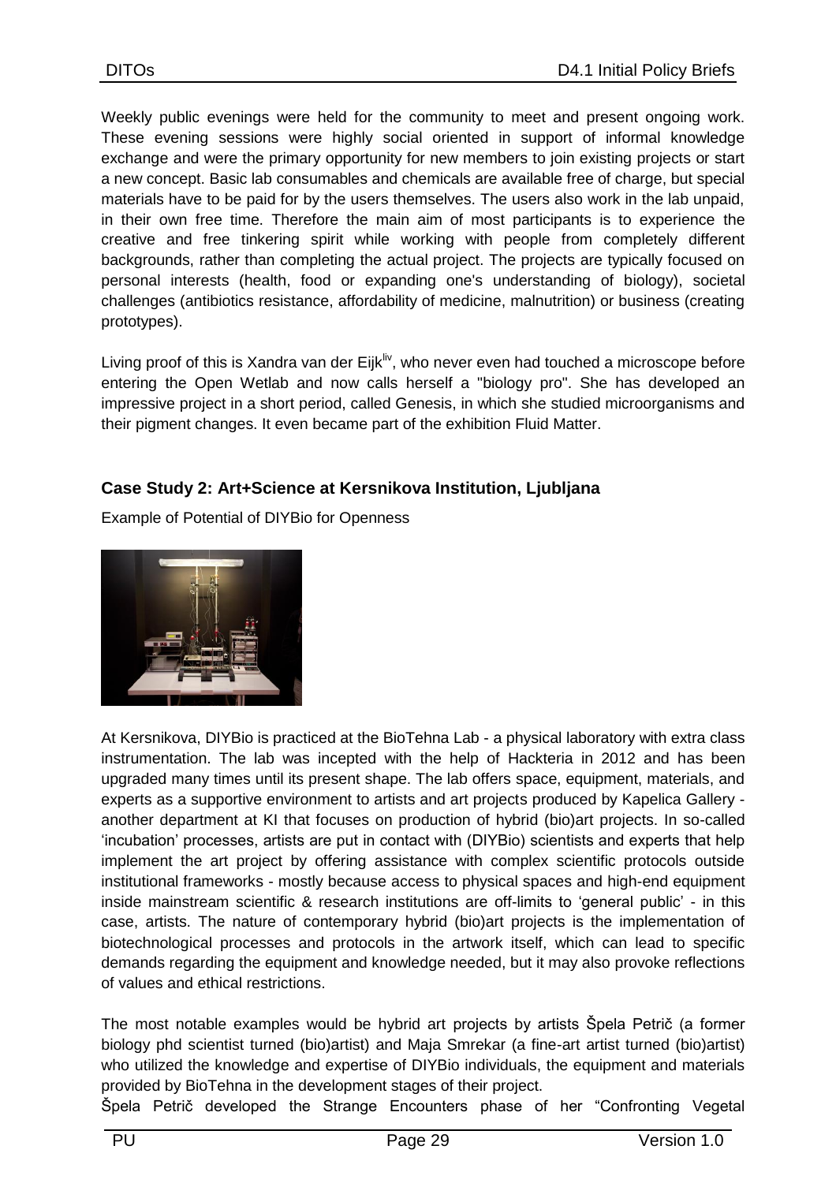Weekly public evenings were held for the community to meet and present ongoing work. These evening sessions were highly social oriented in support of informal knowledge exchange and were the primary opportunity for new members to join existing projects or start a new concept. Basic lab consumables and chemicals are available free of charge, but special materials have to be paid for by the users themselves. The users also work in the lab unpaid, in their own free time. Therefore the main aim of most participants is to experience the creative and free tinkering spirit while working with people from completely different backgrounds, rather than completing the actual project. The projects are typically focused on personal interests (health, food or expanding one's understanding of biology), societal challenges (antibiotics resistance, affordability of medicine, malnutrition) or business (creating prototypes).

Living proof of this is Xandra van der Eijk[liv], who never even had touched a microscope before entering the Open Wetlab and now calls herself a "biology pro". She has developed an impressive project in a short period, called Genesis, in which she studied microorganisms and their pigment changes. It even became part of the exhibition Fluid Matter.

### Case Study 2: Art+Science at Kersnikova Institution, Ljubljana

Example of Potential of DIYBio for Openness

At Kersnikova, DIYBio is practiced at the BioTehna Lab - a physical laboratory with extra class instrumentation. The lab was incepted with the help of Hackteria in 2012 and has been upgraded many times until its present shape. The lab offers space, equipment, materials, and experts as a supportive environment to artists and art projects produced by Kapelica Gallery - another department at KI that focuses on production of hybrid (bio)art projects. In so-called 'incubation' processes, artists are put in contact with (DIYBio) scientists and experts that help implement the art project by offering assistance with complex scientific protocols outside institutional frameworks - mostly because access to physical spaces and high-end equipment inside mainstream scientific & research institutions are off-limits to 'general public' - in this case, artists. The nature of contemporary hybrid (bio)art projects is the implementation of biotechnological processes and protocols in the artwork itself, which can lead to specific demands regarding the equipment and knowledge needed, but it may also provoke reflections of values and ethical restrictions.

The most notable examples would be hybrid art projects by artists Špela Petrič (a former biology phd scientist turned (bio)artist) and Maja Smrekar (a fine-art artist turned (bio)artist) who utilized the knowledge and expertise of DIYBio individuals, the equipment and materials provided by BioTehna in the development stages of their project.

Špela Petrič developed the Strange Encounters phase of her "Confronting Vegetal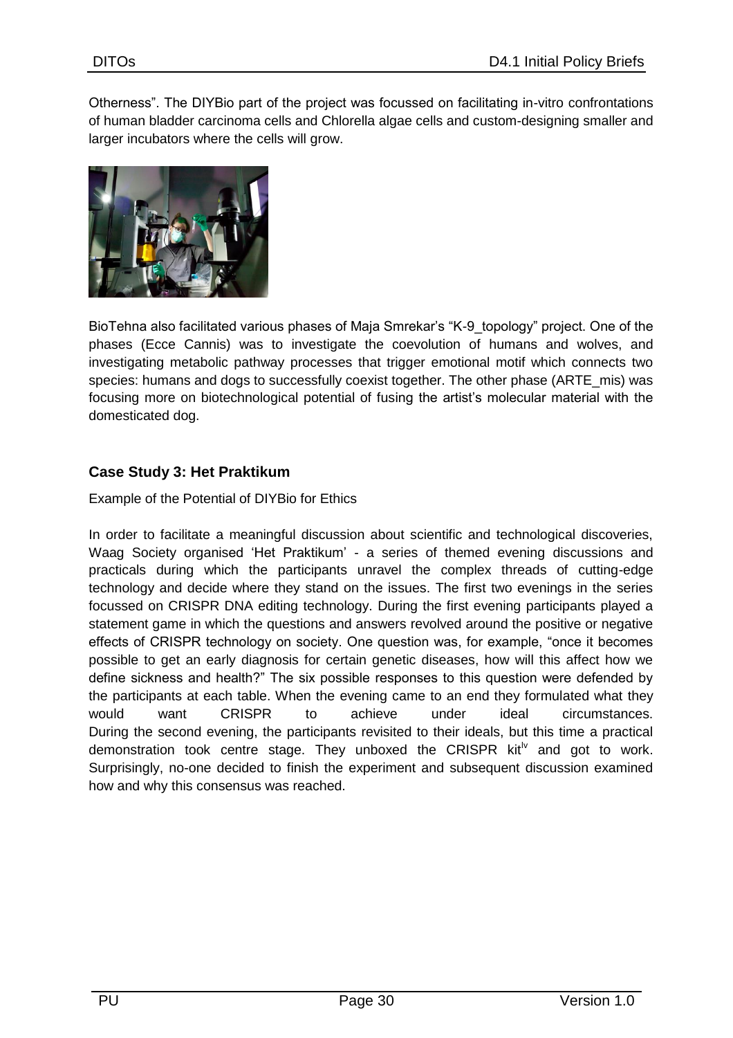Otherness". The DIYBio part of the project was focussed on facilitating in-vitro confrontations of human bladder carcinoma cells and Chlorella algae cells and custom-designing smaller and larger incubators where the cells will grow.

BioTehna also facilitated various phases of Maja Smrekar's "K-9_topology" project. One of the phases (Ecce Cannis) was to investigate the coevolution of humans and wolves, and investigating metabolic pathway processes that trigger emotional motif which connects two species: humans and dogs to successfully coexist together. The other phase (ARTE_mis) was focusing more on biotechnological potential of fusing the artist's molecular material with the domesticated dog.

### Case Study 3: Het Praktikum

Example of the Potential of DIYBio for Ethics

In order to facilitate a meaningful discussion about scientific and technological discoveries, Waag Society organised 'Het Praktikum' - a series of themed evening discussions and practicals during which the participants unravel the complex threads of cutting-edge technology and decide where they stand on the issues. The first two evenings in the series focussed on CRISPR DNA editing technology. During the first evening participants played a statement game in which the questions and answers revolved around the positive or negative effects of CRISPR technology on society. One question was, for example, "once it becomes possible to get an early diagnosis for certain genetic diseases, how will this affect how we define sickness and health?" The six possible responses to this question were defended by the participants at each table. When the evening came to an end they formulated what they would want CRISPR to achieve under ideal circumstances.
During the second evening, the participants revisited to their ideals, but this time a practical demonstration took centre stage. They unboxed the CRISPR kit[lv] and got to work. Surprisingly, no-one decided to finish the experiment and subsequent discussion examined how and why this consensus was reached.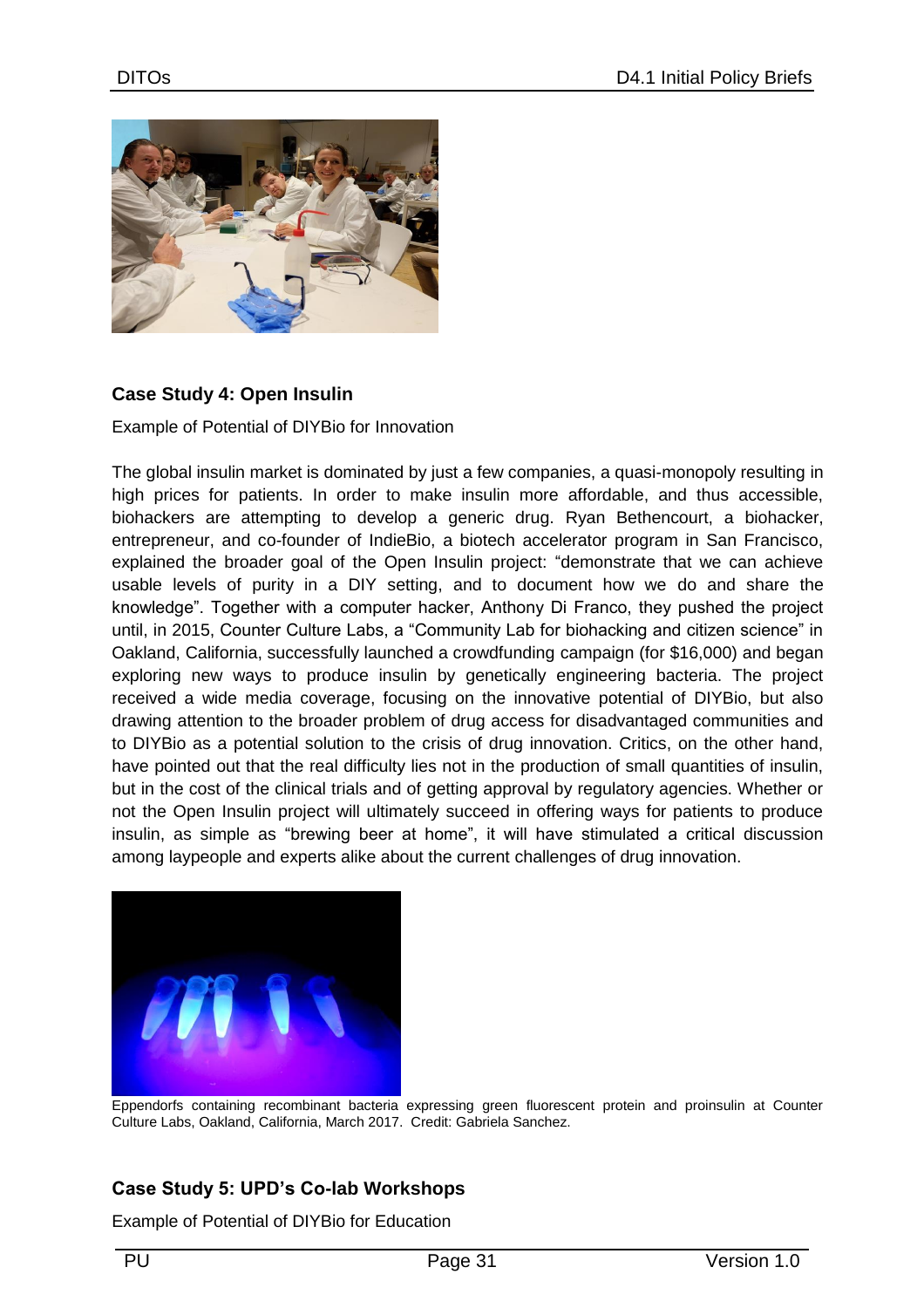## Case Study 4: Open Insulin

Example of Potential of DIYBio for Innovation

The global insulin market is dominated by just a few companies, a quasi-monopoly resulting in high prices for patients. In order to make insulin more affordable, and thus accessible, biohackers are attempting to develop a generic drug. Ryan Bethencourt, a biohacker, entrepreneur, and co-founder of IndieBio, a biotech accelerator program in San Francisco, explained the broader goal of the Open Insulin project: "demonstrate that we can achieve usable levels of purity in a DIY setting, and to document how we do and share the knowledge". Together with a computer hacker, Anthony Di Franco, they pushed the project until, in 2015, Counter Culture Labs, a "Community Lab for biohacking and citizen science" in Oakland, California, successfully launched a crowdfunding campaign (for $16,000) and began exploring new ways to produce insulin by genetically engineering bacteria. The project received a wide media coverage, focusing on the innovative potential of DIYBio, but also drawing attention to the broader problem of drug access for disadvantaged communities and to DIYBio as a potential solution to the crisis of drug innovation. Critics, on the other hand, have pointed out that the real difficulty lies not in the production of small quantities of insulin, but in the cost of the clinical trials and of getting approval by regulatory agencies. Whether or not the Open Insulin project will ultimately succeed in offering ways for patients to produce insulin, as simple as "brewing beer at home", it will have stimulated a critical discussion among laypeople and experts alike about the current challenges of drug innovation.

Eppendorfs containing recombinant bacteria expressing green fluorescent protein and proinsulin at Counter Culture Labs, Oakland, California, March 2017. Credit: Gabriela Sanchez.

## Case Study 5: UPD's Co-lab Workshops

Example of Potential of DIYBio for Education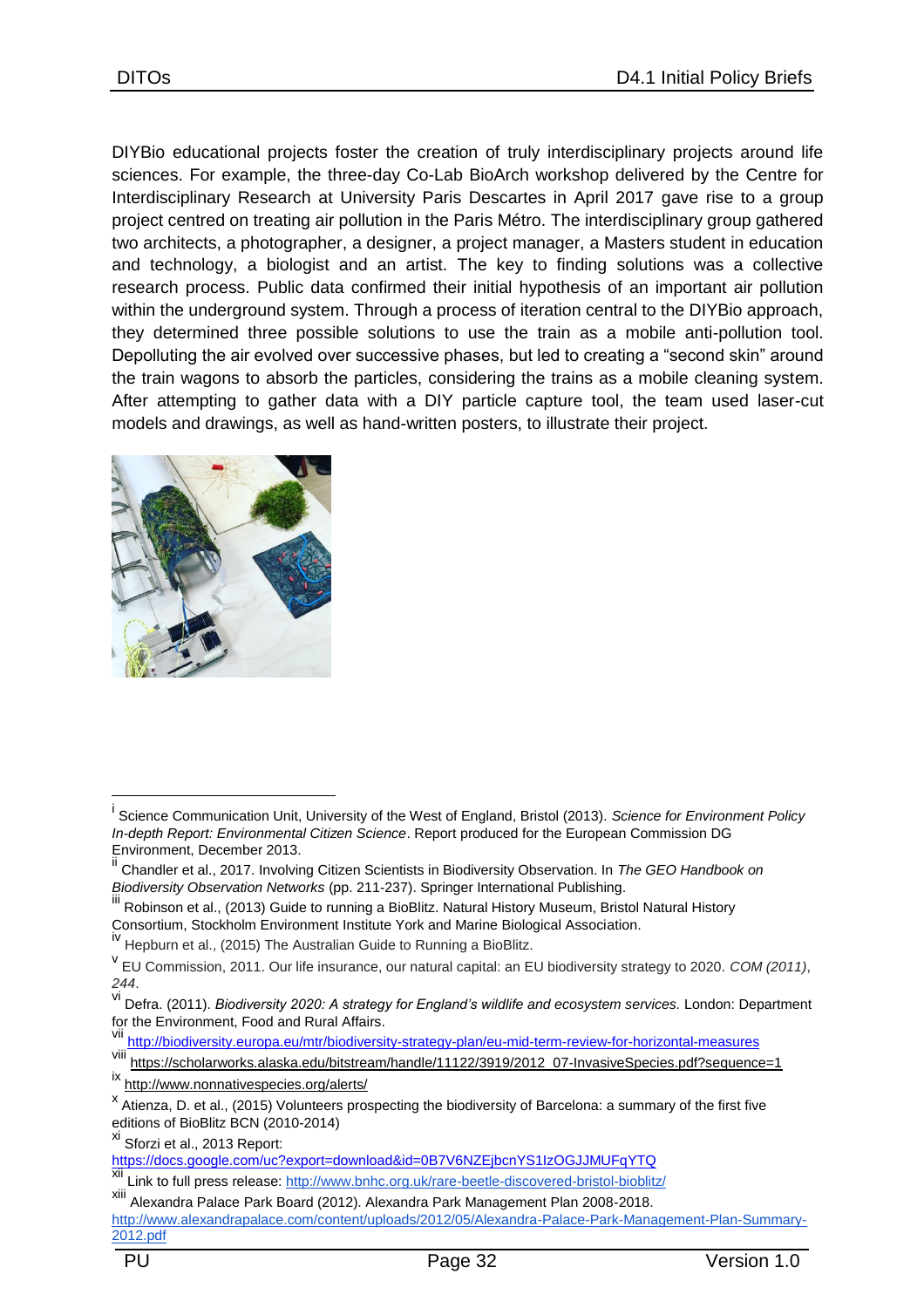DIYBio educational projects foster the creation of truly interdisciplinary projects around life sciences. For example, the three-day Co-Lab BioArch workshop delivered by the Centre for Interdisciplinary Research at University Paris Descartes in April 2017 gave rise to a group project centred on treating air pollution in the Paris Métro. The interdisciplinary group gathered two architects, a photographer, a designer, a project manager, a Masters student in education and technology, a biologist and an artist. The key to finding solutions was a collective research process. Public data confirmed their initial hypothesis of an important air pollution within the underground system. Through a process of iteration central to the DIYBio approach, they determined three possible solutions to use the train as a mobile anti-pollution tool. Depolluting the air evolved over successive phases, but led to creating a "second skin" around the train wagons to absorb the particles, considering the trains as a mobile cleaning system. After attempting to gather data with a DIY particle capture tool, the team used laser-cut models and drawings, as well as hand-written posters, to illustrate their project.

---

[i] Science Communication Unit, University of the West of England, Bristol (2013). *Science for Environment Policy In-depth Report: Environmental Citizen Science*. Report produced for the European Commission DG Environment, December 2013.

[ii] Chandler et al., 2017. Involving Citizen Scientists in Biodiversity Observation. In *The GEO Handbook on Biodiversity Observation Networks* (pp. 211-237). Springer International Publishing.

[iii] Robinson et al., (2013) Guide to running a BioBlitz. Natural History Museum, Bristol Natural History Consortium, Stockholm Environment Institute York and Marine Biological Association.

[iv] Hepburn et al., (2015) The Australian Guide to Running a BioBlitz.

[v] EU Commission, 2011. Our life insurance, our natural capital: an EU biodiversity strategy to 2020. *COM (2011)*, *244*.

[vi] Defra. (2011). *Biodiversity 2020: A strategy for England's wildlife and ecosystem services.* London: Department for the Environment, Food and Rural Affairs.

[vii] http://biodiversity.europa.eu/mtr/biodiversity-strategy-plan/eu-mid-term-review-for-horizontal-measures

[viii] https://scholarworks.alaska.edu/bitstream/handle/11122/3919/2012_07-InvasiveSpecies.pdf?sequence=1

[ix] http://www.nonnativespecies.org/alerts/

[x] Atienza, D. et al., (2015) Volunteers prospecting the biodiversity of Barcelona: a summary of the first five editions of BioBlitz BCN (2010-2014)

[xi] Sforzi et al., 2013 Report: https://docs.google.com/uc?export=download&id=0B7V6NZEjbcnYS1IzOGJJMUFqYTQ

[xii] Link to full press release: http://www.bnhc.org.uk/rare-beetle-discovered-bristol-bioblitz/

[xiii] Alexandra Palace Park Board (2012). Alexandra Park Management Plan 2008-2018. http://www.alexandrapalace.com/content/uploads/2012/05/Alexandra-Palace-Park-Management-Plan-Summary-2012.pdf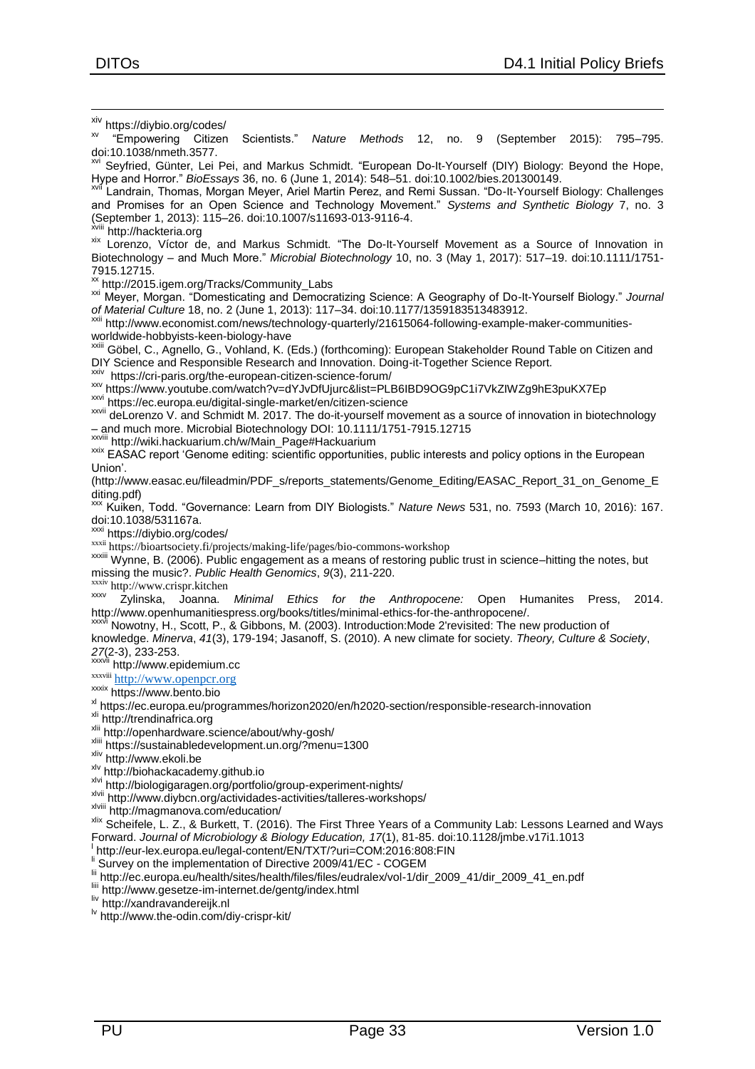[xiv] https://diybio.org/codes/

[xv] "Empowering Citizen Scientists." *Nature Methods* 12, no. 9 (September 2015): 795–795. doi:10.1038/nmeth.3577.

[xvi] Seyfried, Günter, Lei Pei, and Markus Schmidt. "European Do-It-Yourself (DIY) Biology: Beyond the Hope, Hype and Horror." *BioEssays* 36, no. 6 (June 1, 2014): 548–51. doi:10.1002/bies.201300149.

[xvii] Landrain, Thomas, Morgan Meyer, Ariel Martin Perez, and Remi Sussan. "Do-It-Yourself Biology: Challenges and Promises for an Open Science and Technology Movement." *Systems and Synthetic Biology* 7, no. 3 (September 1, 2013): 115–26. doi:10.1007/s11693-013-9116-4.

[xviii] http://hackteria.org

[xix] Lorenzo, Víctor de, and Markus Schmidt. "The Do-It-Yourself Movement as a Source of Innovation in Biotechnology – and Much More." *Microbial Biotechnology* 10, no. 3 (May 1, 2017): 517–19. doi:10.1111/1751-7915.12715.

[xx] http://2015.igem.org/Tracks/Community_Labs

[xxi] Meyer, Morgan. "Domesticating and Democratizing Science: A Geography of Do-It-Yourself Biology." *Journal of Material Culture* 18, no. 2 (June 1, 2013): 117–34. doi:10.1177/1359183513483912.

[xxii] http://www.economist.com/news/technology-quarterly/21615064-following-example-maker-communities-worldwide-hobbyists-keen-biology-have

[xxiii] Göbel, C., Agnello, G., Vohland, K. (Eds.) (forthcoming): European Stakeholder Round Table on Citizen and DIY Science and Responsible Research and Innovation. Doing-it-Together Science Report.

[xxiv] https://cri-paris.org/the-european-citizen-science-forum/

[xxv] https://www.youtube.com/watch?v=dYJvDfUjurc&list=PLB6IBD9OG9pC1i7VkZIWZg9hE3puKX7Ep

[xxvi] https://ec.europa.eu/digital-single-market/en/citizen-science

[xxvii] deLorenzo V. and Schmidt M. 2017. The do-it-yourself movement as a source of innovation in biotechnology – and much more. Microbial Biotechnology DOI: 10.1111/1751-7915.12715

[xxviii] http://wiki.hackuarium.ch/w/Main_Page#Hackuarium

[xxix] EASAC report 'Genome editing: scientific opportunities, public interests and policy options in the European Union'.
(http://www.easac.eu/fileadmin/PDF_s/reports_statements/Genome_Editing/EASAC_Report_31_on_Genome_Editing.pdf)

[xxx] Kuiken, Todd. "Governance: Learn from DIY Biologists." *Nature News* 531, no. 7593 (March 10, 2016): 167. doi:10.1038/531167a.

[xxxi] https://diybio.org/codes/

[xxxii] https://bioartsociety.fi/projects/making-life/pages/bio-commons-workshop

[xxxiii] Wynne, B. (2006). Public engagement as a means of restoring public trust in science–hitting the notes, but missing the music?. *Public Health Genomics*, *9*(3), 211-220.

[xxxiv] http://www.crispr.kitchen

[xxxv] Zylinska, Joanna. *Minimal Ethics for the Anthropocene:* Open Humanites Press, 2014. http://www.openhumanitiespress.org/books/titles/minimal-ethics-for-the-anthropocene/.

[xxxvi] Nowotny, H., Scott, P., & Gibbons, M. (2003). Introduction:Mode 2'revisited: The new production of knowledge. *Minerva*, *41*(3), 179-194; Jasanoff, S. (2010). A new climate for society. *Theory, Culture & Society*, *27*(2-3), 233-253.

[xxxvii] http://www.epidemium.cc

[xxxviii] http://www.openpcr.org

[xxxix] https://www.bento.bio

[xl] https://ec.europa.eu/programmes/horizon2020/en/h2020-section/responsible-research-innovation

[xli] http://trendinafrica.org

[xlii] http://openhardware.science/about/why-gosh/

[xliii] https://sustainabledevelopment.un.org/?menu=1300

[xliv] http://www.ekoli.be

[xlv] http://biohackacademy.github.io

[xlvi] http://biologigaragen.org/portfolio/group-experiment-nights/

[xlvii] http://www.diybcn.org/actividades-activities/talleres-workshops/

[xlviii] http://magmanova.com/education/

[xlix] Scheifele, L. Z., & Burkett, T. (2016). The First Three Years of a Community Lab: Lessons Learned and Ways Forward. *Journal of Microbiology & Biology Education, 17*(1), 81-85. doi:10.1128/jmbe.v17i1.1013

[l] http://eur-lex.europa.eu/legal-content/EN/TXT/?uri=COM:2016:808:FIN

[li] Survey on the implementation of Directive 2009/41/EC - COGEM

[lii] http://ec.europa.eu/health/sites/health/files/files/eudralex/vol-1/dir_2009_41/dir_2009_41_en.pdf

[liii] http://www.gesetze-im-internet.de/gentg/index.html

[liv] http://xandravandereijk.nl

[lv] http://www.the-odin.com/diy-crispr-kit/